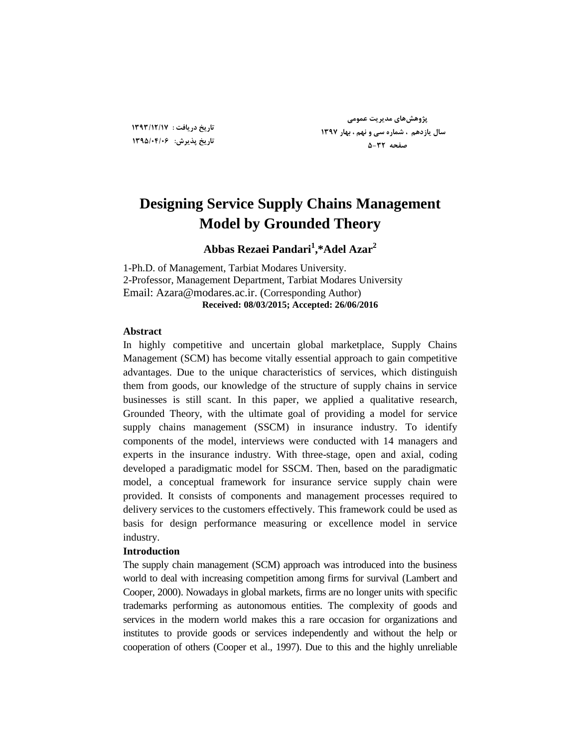پژوهش‌های مدیریت عمومی
سال یازدهم ، شماره سی و نهم ، بهار ۱۳۹۷
صفحه ۳۲-۵

تاریخ دریافت : ۱۳۹۳/۱۲/۱۷
تاریخ پذیرش: ۱۳۹۵/۰۴/۰۶

# Designing Service Supply Chains Management Model by Grounded Theory

**Abbas Rezaei Pandari[1], *Adel Azar[2]**

1-Ph.D. of Management, Tarbiat Modares University.
2-Professor, Management Department, Tarbiat Modares University
Email: Azara@modares.ac.ir. (Corresponding Author)
**Received: 08/03/2015; Accepted: 26/06/2016**

## Abstract

In highly competitive and uncertain global marketplace, Supply Chains Management (SCM) has become vitally essential approach to gain competitive advantages. Due to the unique characteristics of services, which distinguish them from goods, our knowledge of the structure of supply chains in service businesses is still scant. In this paper, we applied a qualitative research, Grounded Theory, with the ultimate goal of providing a model for service supply chains management (SSCM) in insurance industry. To identify components of the model, interviews were conducted with 14 managers and experts in the insurance industry. With three-stage, open and axial, coding developed a paradigmatic model for SSCM. Then, based on the paradigmatic model, a conceptual framework for insurance service supply chain were provided. It consists of components and management processes required to delivery services to the customers effectively. This framework could be used as basis for design performance measuring or excellence model in service industry.

## Introduction

The supply chain management (SCM) approach was introduced into the business world to deal with increasing competition among firms for survival (Lambert and Cooper, 2000). Nowadays in global markets, firms are no longer units with specific trademarks performing as autonomous entities. The complexity of goods and services in the modern world makes this a rare occasion for organizations and institutes to provide goods or services independently and without the help or cooperation of others (Cooper et al., 1997). Due to this and the highly unreliable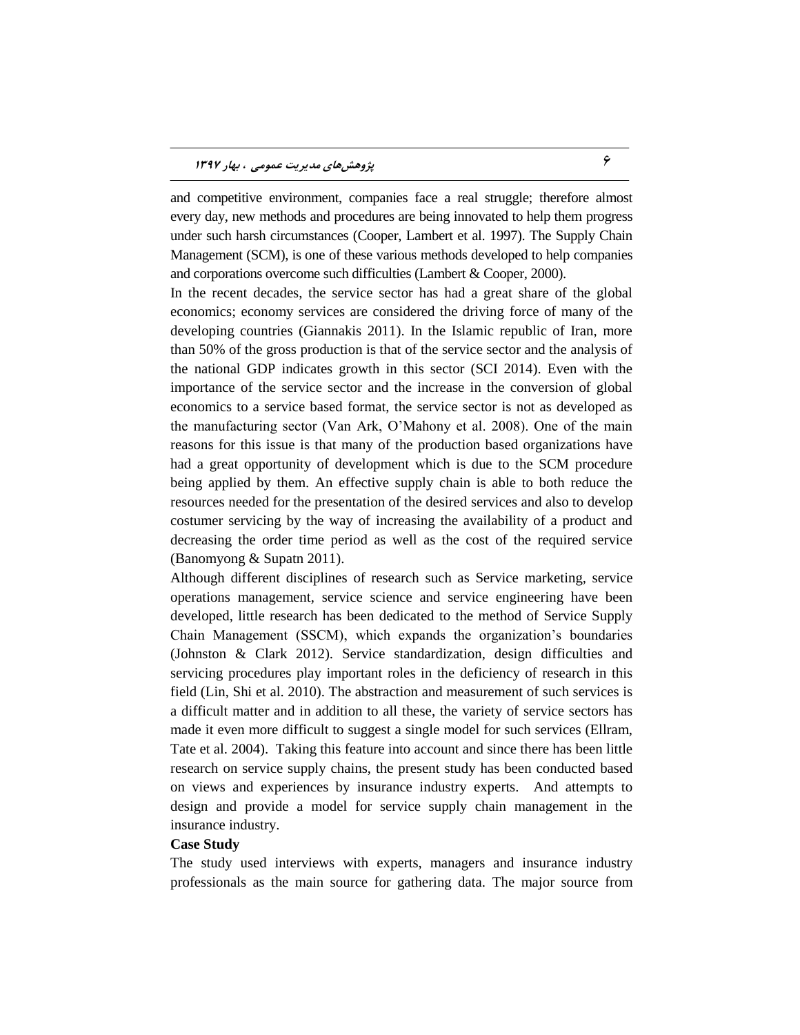and competitive environment, companies face a real struggle; therefore almost every day, new methods and procedures are being innovated to help them progress under such harsh circumstances (Cooper, Lambert et al. 1997). The Supply Chain Management (SCM), is one of these various methods developed to help companies and corporations overcome such difficulties (Lambert & Cooper, 2000).

In the recent decades, the service sector has had a great share of the global economics; economy services are considered the driving force of many of the developing countries (Giannakis 2011). In the Islamic republic of Iran, more than 50% of the gross production is that of the service sector and the analysis of the national GDP indicates growth in this sector (SCI 2014). Even with the importance of the service sector and the increase in the conversion of global economics to a service based format, the service sector is not as developed as the manufacturing sector (Van Ark, O'Mahony et al. 2008). One of the main reasons for this issue is that many of the production based organizations have had a great opportunity of development which is due to the SCM procedure being applied by them. An effective supply chain is able to both reduce the resources needed for the presentation of the desired services and also to develop costumer servicing by the way of increasing the availability of a product and decreasing the order time period as well as the cost of the required service (Banomyong & Supatn 2011).

Although different disciplines of research such as Service marketing, service operations management, service science and service engineering have been developed, little research has been dedicated to the method of Service Supply Chain Management (SSCM), which expands the organization's boundaries (Johnston & Clark 2012). Service standardization, design difficulties and servicing procedures play important roles in the deficiency of research in this field (Lin, Shi et al. 2010). The abstraction and measurement of such services is a difficult matter and in addition to all these, the variety of service sectors has made it even more difficult to suggest a single model for such services (Ellram, Tate et al. 2004). Taking this feature into account and since there has been little research on service supply chains, the present study has been conducted based on views and experiences by insurance industry experts. And attempts to design and provide a model for service supply chain management in the insurance industry.

**Case Study**

The study used interviews with experts, managers and insurance industry professionals as the main source for gathering data. The major source from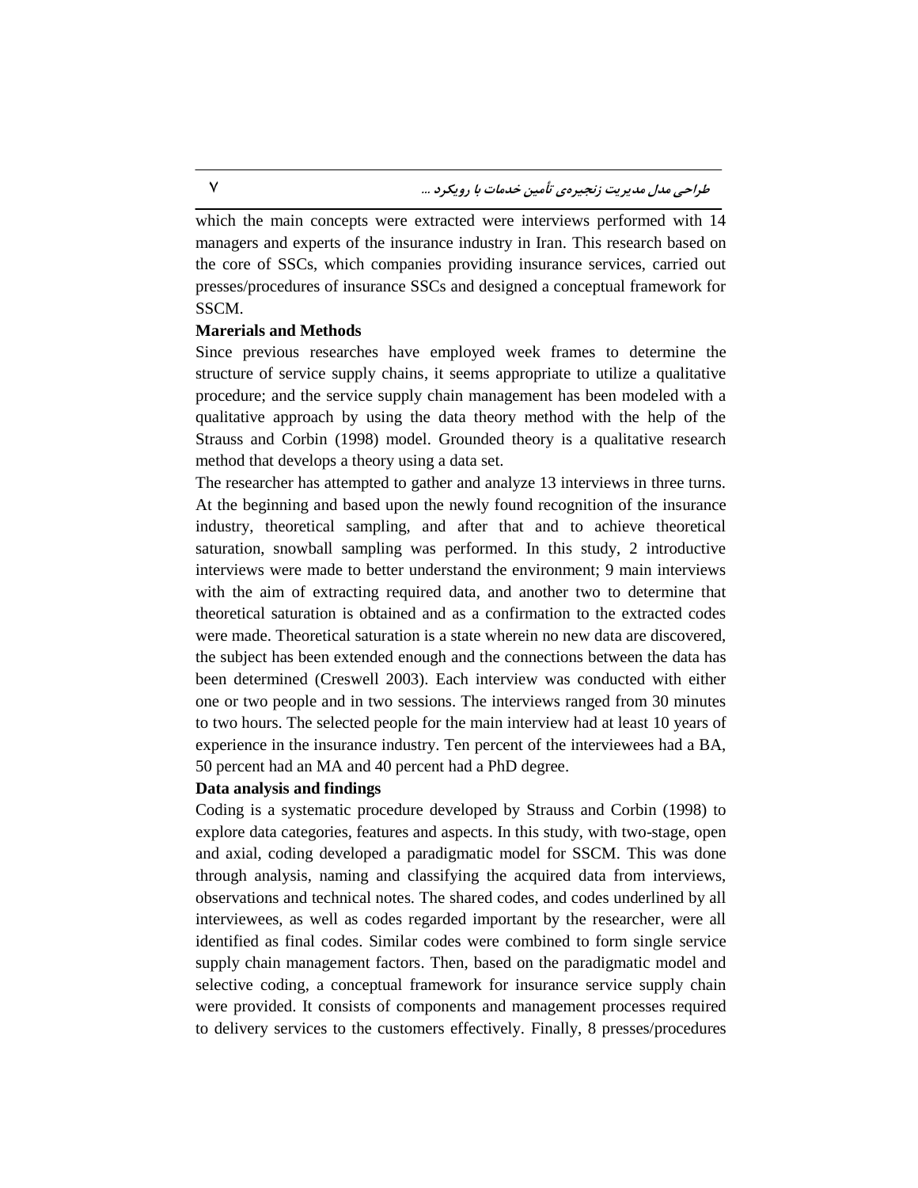which the main concepts were extracted were interviews performed with 14 managers and experts of the insurance industry in Iran. This research based on the core of SSCs, which companies providing insurance services, carried out presses/procedures of insurance SSCs and designed a conceptual framework for SSCM.

**Marerials and Methods**

Since previous researches have employed week frames to determine the structure of service supply chains, it seems appropriate to utilize a qualitative procedure; and the service supply chain management has been modeled with a qualitative approach by using the data theory method with the help of the Strauss and Corbin (1998) model. Grounded theory is a qualitative research method that develops a theory using a data set.

The researcher has attempted to gather and analyze 13 interviews in three turns. At the beginning and based upon the newly found recognition of the insurance industry, theoretical sampling, and after that and to achieve theoretical saturation, snowball sampling was performed. In this study, 2 introductive interviews were made to better understand the environment; 9 main interviews with the aim of extracting required data, and another two to determine that theoretical saturation is obtained and as a confirmation to the extracted codes were made. Theoretical saturation is a state wherein no new data are discovered, the subject has been extended enough and the connections between the data has been determined (Creswell 2003). Each interview was conducted with either one or two people and in two sessions. The interviews ranged from 30 minutes to two hours. The selected people for the main interview had at least 10 years of experience in the insurance industry. Ten percent of the interviewees had a BA, 50 percent had an MA and 40 percent had a PhD degree.

**Data analysis and findings**

Coding is a systematic procedure developed by Strauss and Corbin (1998) to explore data categories, features and aspects. In this study, with two-stage, open and axial, coding developed a paradigmatic model for SSCM. This was done through analysis, naming and classifying the acquired data from interviews, observations and technical notes. The shared codes, and codes underlined by all interviewees, as well as codes regarded important by the researcher, were all identified as final codes. Similar codes were combined to form single service supply chain management factors. Then, based on the paradigmatic model and selective coding, a conceptual framework for insurance service supply chain were provided. It consists of components and management processes required to delivery services to the customers effectively. Finally, 8 presses/procedures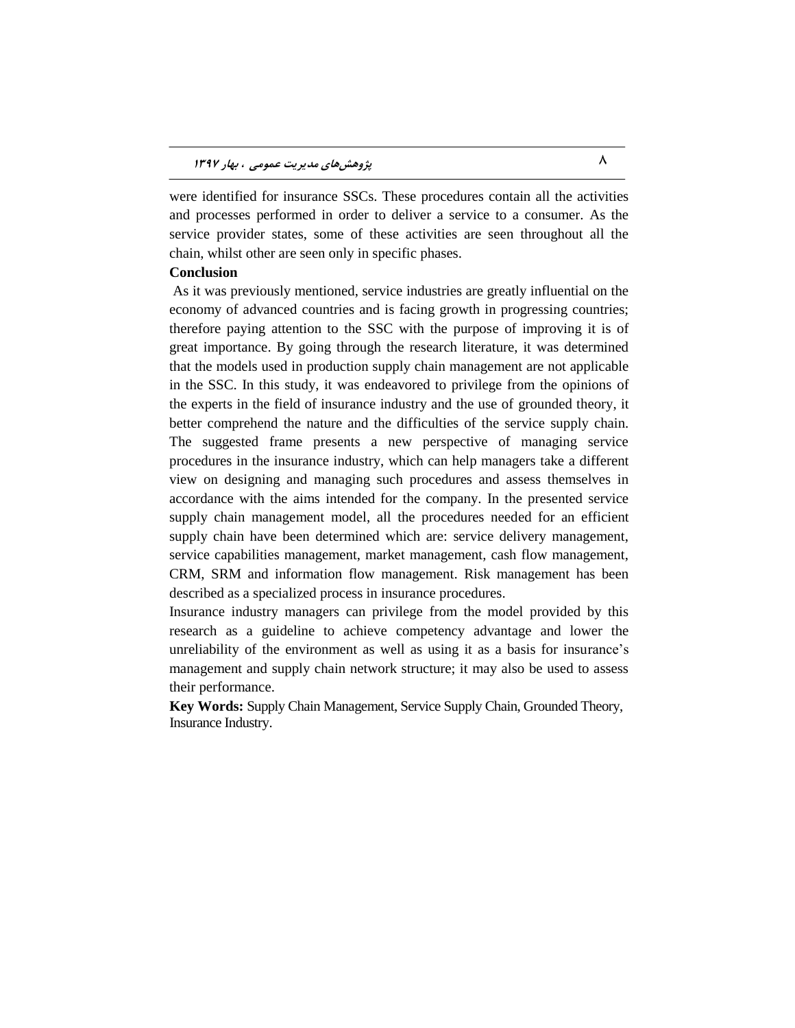were identified for insurance SSCs. These procedures contain all the activities and processes performed in order to deliver a service to a consumer. As the service provider states, some of these activities are seen throughout all the chain, whilst other are seen only in specific phases.

**Conclusion**

As it was previously mentioned, service industries are greatly influential on the economy of advanced countries and is facing growth in progressing countries; therefore paying attention to the SSC with the purpose of improving it is of great importance. By going through the research literature, it was determined that the models used in production supply chain management are not applicable in the SSC. In this study, it was endeavored to privilege from the opinions of the experts in the field of insurance industry and the use of grounded theory, it better comprehend the nature and the difficulties of the service supply chain. The suggested frame presents a new perspective of managing service procedures in the insurance industry, which can help managers take a different view on designing and managing such procedures and assess themselves in accordance with the aims intended for the company. In the presented service supply chain management model, all the procedures needed for an efficient supply chain have been determined which are: service delivery management, service capabilities management, market management, cash flow management, CRM, SRM and information flow management. Risk management has been described as a specialized process in insurance procedures.

Insurance industry managers can privilege from the model provided by this research as a guideline to achieve competency advantage and lower the unreliability of the environment as well as using it as a basis for insurance's management and supply chain network structure; it may also be used to assess their performance.

**Key Words:** Supply Chain Management, Service Supply Chain, Grounded Theory, Insurance Industry.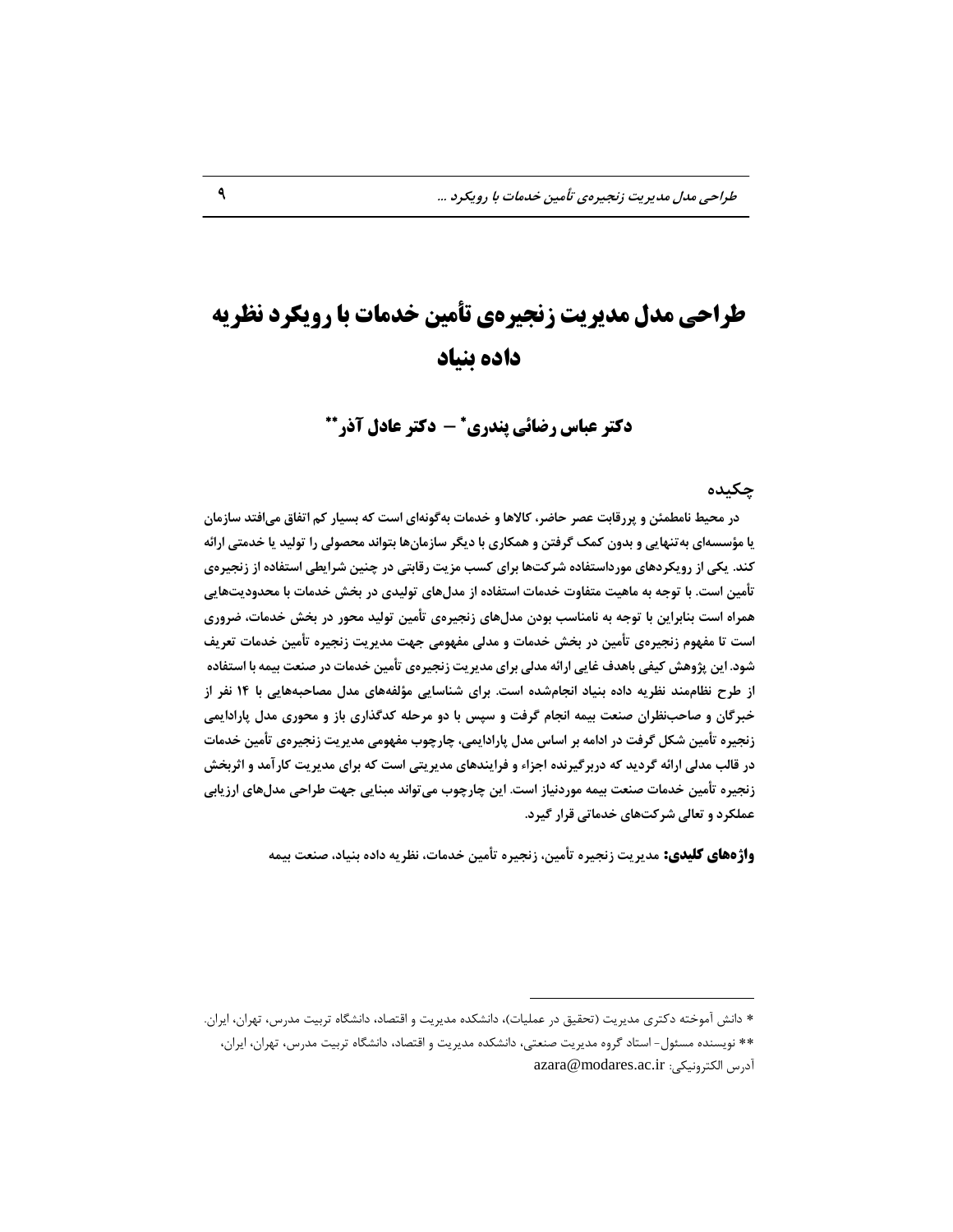# طراحی مدل مدیریت زنجیره‌ی تأمین خدمات با رویکرد نظریه داده بنیاد

**دکتر عباس رضائی پندری* – دکتر عادل آذر****

## چکیده

در محیط نامطمئن و پررقابت عصر حاضر، کالاها و خدمات به‌گونه‌ای است که بسیار کم اتفاق می‌افتد سازمان یا مؤسسه‌ای به‌تنهایی و بدون کمک گرفتن و همکاری با دیگر سازمان‌ها بتواند محصولی را تولید یا خدمتی ارائه کند. یکی از رویکردهای مورداستفاده شرکت‌ها برای کسب مزیت رقابتی در چنین شرایطی استفاده از زنجیره‌ی تأمین است. با توجه به ماهیت متفاوت خدمات استفاده از مدل‌های تولیدی در بخش خدمات با محدودیت‌هایی همراه است بنابراین با توجه به نامناسب بودن مدل‌های زنجیره‌ی تأمین تولید محور در بخش خدمات، ضروری است تا مفهوم زنجیره‌ی تأمین در بخش خدمات و مدلی مفهومی جهت مدیریت زنجیره تأمین خدمات تعریف شود. این پژوهش کیفی باهدف غایی ارائه مدلی برای مدیریت زنجیره‌ی تأمین خدمات در صنعت بیمه با استفاده از طرح نظام‌مند نظریه داده بنیاد انجام‌شده است. برای شناسایی مؤلفه‌های مدل مصاحبه‌هایی با ۱۴ نفر از خبرگان و صاحب‌نظران صنعت بیمه انجام گرفت و سپس با دو مرحله کدگذاری باز و محوری مدل پارادایمی زنجیره تأمین شکل گرفت در ادامه بر اساس مدل پارادایمی، چارچوب مفهومی مدیریت زنجیره‌ی تأمین خدمات در قالب مدلی ارائه گردید که دربرگیرنده اجزاء و فرایندهای مدیریتی است که برای مدیریت کارآمد و اثربخش زنجیره تأمین خدمات صنعت بیمه موردنیاز است. این چارچوب می‌تواند مبنایی جهت طراحی مدل‌های ارزیابی عملکرد و تعالی شرکت‌های خدماتی قرار گیرد.

**واژه‌های کلیدی:** مدیریت زنجیره تأمین، زنجیره تأمین خدمات، نظریه داده بنیاد، صنعت بیمه

---

* دانش آموخته دکتری مدیریت (تحقیق در عملیات)، دانشکده مدیریت و اقتصاد، دانشگاه تربیت مدرس، تهران، ایران.

** نویسنده مسئول- استاد گروه مدیریت صنعتی، دانشکده مدیریت و اقتصاد، دانشگاه تربیت مدرس، تهران، ایران،
آدرس الکترونیکی: azara@modares.ac.ir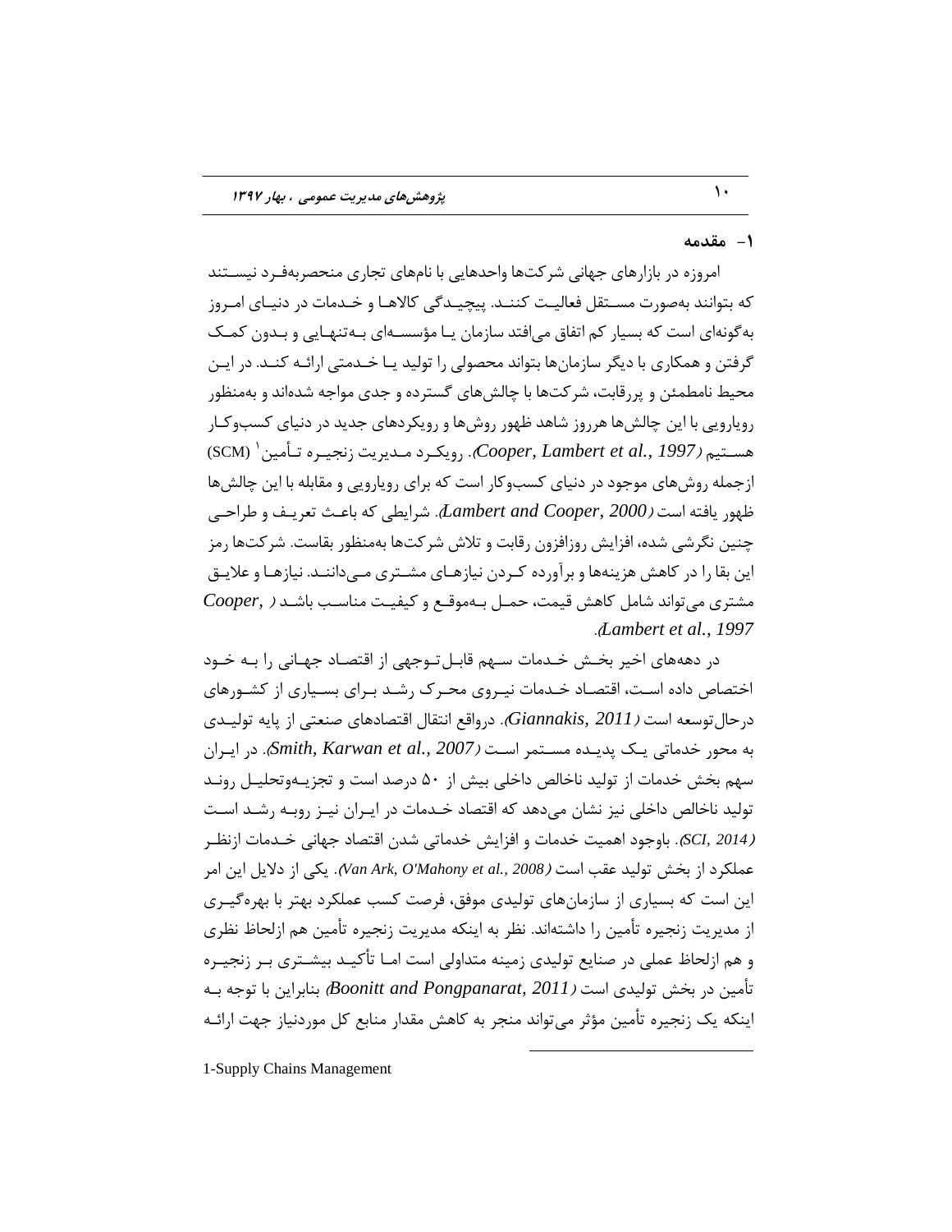## ۱- مقدمه

امروزه در بازارهای جهانی شرکت‌ها واحدهایی با نام‌های تجاری منحصربه‌فرد نیستند که بتوانند به‌صورت مستقل فعالیت کنند. پیچیدگی کالاها و خدمات در دنیای امروز به‌گونه‌ای است که بسیار کم اتفاق می‌افتد سازمان یا مؤسسه‌ای به‌تنهایی و بدون کمک گرفتن و همکاری با دیگر سازمان‌ها بتواند محصولی را تولید یا خدمتی ارائه کند. در این محیط نامطمئن و پررقابت، شرکت‌ها با چالش‌های گسترده و جدی مواجه شده‌اند و به‌منظور رویارویی با این چالش‌ها هرروز شاهد ظهور روش‌ها و رویکردهای جدید در دنیای کسب‌وکار هستیم (*Cooper, Lambert et al., 1997*). رویکرد مدیریت زنجیره تأمین[1] (SCM) ازجمله روش‌های موجود در دنیای کسب‌وکار است که برای رویارویی و مقابله با این چالش‌ها ظهور یافته است (*Lambert and Cooper, 2000*). شرایطی که باعث تعریف و طراحی چنین نگرشی شده، افزایش روزافزون رقابت و تلاش شرکت‌ها به‌منظور بقاست. شرکت‌ها رمز این بقا را در کاهش هزینه‌ها و برآورده کردن نیازهای مشتری می‌دانند. نیازها و علایق مشتری می‌تواند شامل کاهش قیمت، حمل به‌موقع و کیفیت مناسب باشد (*Cooper, Lambert et al., 1997*).

در دهه‌های اخیر بخش خدمات سهم قابل‌توجهی از اقتصاد جهانی را به خود اختصاص داده است، اقتصاد خدمات نیروی محرک رشد برای بسیاری از کشورهای درحال‌توسعه است (*Giannakis, 2011*). درواقع انتقال اقتصادهای صنعتی از پایه تولیدی به محور خدماتی یک پدیده مستمر است (*Smith, Karwan et al., 2007*). در ایران سهم بخش خدمات از تولید ناخالص داخلی بیش از ۵۰ درصد است و تجزیه‌وتحلیل روند تولید ناخالص داخلی نیز نشان می‌دهد که اقتصاد خدمات در ایران نیز روبه رشد است (*SCI, 2014*). باوجود اهمیت خدمات و افزایش خدماتی شدن اقتصاد جهانی خدمات ازنظر عملکرد از بخش تولید عقب است (*Van Ark, O'Mahony et al., 2008*). یکی از دلایل این امر این است که بسیاری از سازمان‌های تولیدی موفق، فرصت کسب عملکرد بهتر با بهره‌گیری از مدیریت زنجیره تأمین را داشته‌اند. نظر به اینکه مدیریت زنجیره تأمین هم ازلحاظ نظری و هم ازلحاظ عملی در صنایع تولیدی زمینه متداولی است اما تأکید بیشتری بر زنجیره تأمین در بخش تولیدی است (*Boonitt and Pongpanarat, 2011*) بنابراین با توجه به اینکه یک زنجیره تأمین مؤثر می‌تواند منجر به کاهش مقدار منابع کل موردنیاز جهت ارائه

1-Supply Chains Management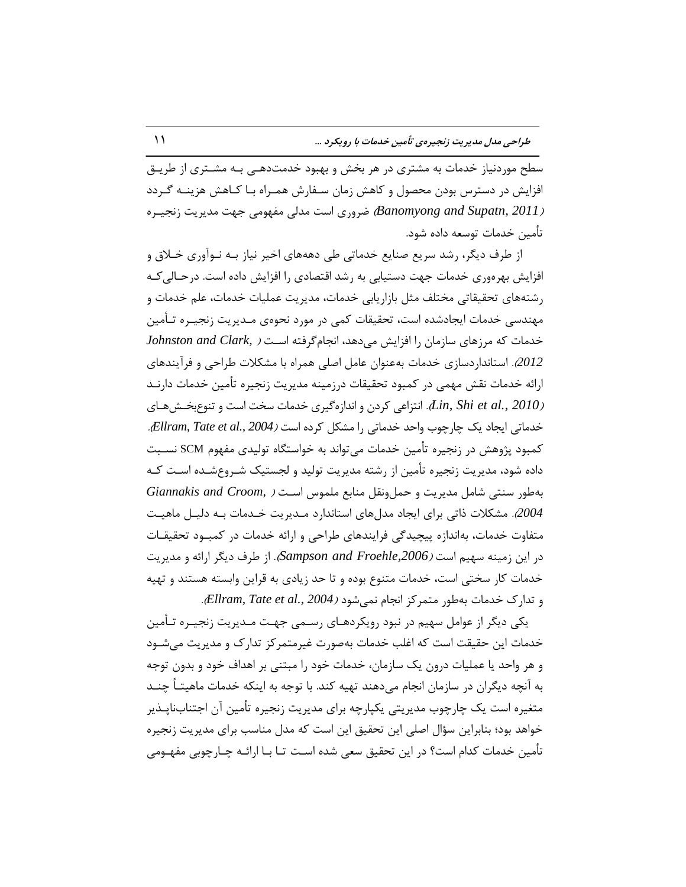سطح موردنیاز خدمات به مشتری در هر بخش و بهبود خدمت‌دهی به مشتری از طریق افزایش در دسترس بودن محصول و کاهش زمان سفارش همراه با کاهش هزینه گردد (*Banomyong and Supatn, 2011*) ضروری است مدلی مفهومی جهت مدیریت زنجیره تأمین خدمات توسعه داده شود.

از طرف دیگر، رشد سریع صنایع خدماتی طی دهه‌های اخیر نیاز به نوآوری خلاق و افزایش بهره‌وری خدمات جهت دستیابی به رشد اقتصادی را افزایش داده است. درحالی‌که رشته‌های تحقیقاتی مختلف مثل بازاریابی خدمات، مدیریت عملیات خدمات، علم خدمات و مهندسی خدمات ایجادشده است، تحقیقات کمی در مورد نحوه‌ی مدیریت زنجیره تأمین خدمات که مرزهای سازمان را افزایش می‌دهد، انجام‌گرفته است (*Johnston and Clark, 2012*). استانداردسازی خدمات به‌عنوان عامل اصلی همراه با مشکلات طراحی و فرآیندهای ارائه خدمات نقش مهمی در کمبود تحقیقات درزمینه مدیریت زنجیره تأمین خدمات دارند (*Lin, Shi et al., 2010*). انتزاعی کردن و اندازه‌گیری خدمات سخت است و تنوع‌بخش‌های خدماتی ایجاد یک چارچوب واحد خدماتی را مشکل کرده است (*Ellram, Tate et al., 2004*). کمبود پژوهش در زنجیره تأمین خدمات می‌تواند به خواستگاه تولیدی مفهوم SCM نسبت داده شود، مدیریت زنجیره تأمین از رشته مدیریت تولید و لجستیک شروع‌شده است که به‌طور سنتی شامل مدیریت و حمل‌ونقل منابع ملموس است (*Giannakis and Croom, 2004*). مشکلات ذاتی برای ایجاد مدل‌های استاندارد مدیریت خدمات به دلیل ماهیت متفاوت خدمات، به‌اندازه پیچیدگی فرایندهای طراحی و ارائه خدمات در کمبود تحقیقات در این زمینه سهیم است (*Sampson and Froehle,2006*). از طرف دیگر ارائه و مدیریت خدمات کار سختی است، خدمات متنوع بوده و تا حد زیادی به قراین وابسته هستند و تهیه و تدارک خدمات به‌طور متمرکز انجام نمی‌شود (*Ellram, Tate et al., 2004*).

یکی دیگر از عوامل سهیم در نبود رویکردهای رسمی جهت مدیریت زنجیره تأمین خدمات این حقیقت است که اغلب خدمات به‌صورت غیرمتمرکز تدارک و مدیریت می‌شود و هر واحد یا عملیات درون یک سازمان، خدمات خود را مبتنی بر اهداف خود و بدون توجه به آنچه دیگران در سازمان انجام می‌دهند تهیه کند. با توجه به اینکه خدمات ماهیتاً چندمتغیره است یک چارچوب مدیریتی یکپارچه برای مدیریت زنجیره تأمین آن اجتناب‌ناپذیر خواهد بود؛ بنابراین سؤال اصلی این تحقیق این است که مدل مناسب برای مدیریت زنجیره تأمین خدمات کدام است؟ در این تحقیق سعی شده است تا با ارائه چارچوبی مفهومی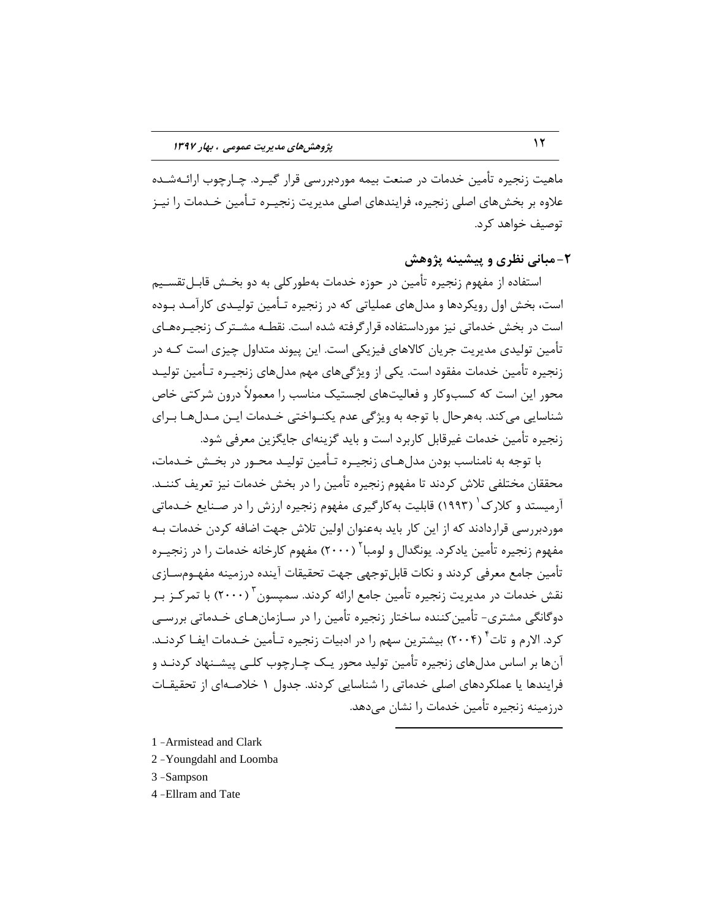ماهیت زنجیره تأمین خدمات در صنعت بیمه موردبررسی قرار گیرد. چارچوب ارائه‌شده علاوه بر بخش‌های اصلی زنجیره، فرایندهای اصلی مدیریت زنجیره تأمین خدمات را نیز توصیف خواهد کرد.

## ۲-مبانی نظری و پیشینه پژوهش

استفاده از مفهوم زنجیره تأمین در حوزه خدمات به‌طورکلی به دو بخش قابل‌تقسیم است، بخش اول رویکردها و مدل‌های عملیاتی که در زنجیره تأمین تولیدی کارآمد بوده است در بخش خدماتی نیز مورداستفاده قرارگرفته شده است. نقطه مشترک زنجیره‌های تأمین تولیدی مدیریت جریان کالاهای فیزیکی است. این پیوند متداول چیزی است که در زنجیره تأمین خدمات مفقود است. یکی از ویژگی‌های مهم مدل‌های زنجیره تأمین تولید محور این است که کسب‌وکار و فعالیت‌های لجستیک مناسب را معمولاً درون شرکتی خاص شناسایی می‌کند. به‌هرحال با توجه به ویژگی عدم یکنواختی خدمات این مدل‌ها برای زنجیره تأمین خدمات غیرقابل کاربرد است و باید گزینه‌ای جایگزین معرفی شود.

با توجه به نامناسب بودن مدل‌های زنجیره تأمین تولید محور در بخش خدمات، محققان مختلفی تلاش کردند تا مفهوم زنجیره تأمین را در بخش خدمات نیز تعریف کنند. آرمیستد و کلارک[1] (۱۹۹۳) قابلیت به‌کارگیری مفهوم زنجیره ارزش را در صنایع خدماتی موردبررسی قراردادند که از این کار باید به‌عنوان اولین تلاش جهت اضافه کردن خدمات به مفهوم زنجیره تأمین یادکرد. یونگدال و لومبا[2] (۲۰۰۰) مفهوم کارخانه خدمات را در زنجیره تأمین جامع معرفی کردند و نکات قابل‌توجهی جهت تحقیقات آینده درزمینه مفهوم‌سازی نقش خدمات در مدیریت زنجیره تأمین جامع ارائه کردند. سمپسون[3] (۲۰۰۰) با تمرکز بر دوگانگی مشتری- تأمین‌کننده ساختار زنجیره تأمین را در سازمان‌های خدماتی بررسی کرد. الارم و تات[4] (۲۰۰۴) بیشترین سهم را در ادبیات زنجیره تأمین خدمات ایفا کردند. آن‌ها بر اساس مدل‌های زنجیره تأمین تولید محور یک چارچوب کلی پیشنهاد کردند و فرایندها یا عملکردهای اصلی خدماتی را شناسایی کردند. جدول ۱ خلاصه‌ای از تحقیقات درزمینه زنجیره تأمین خدمات را نشان می‌دهد.

---

1 -Armistead and Clark

2 -Youngdahl and Loomba

3 -Sampson

4 -Ellram and Tate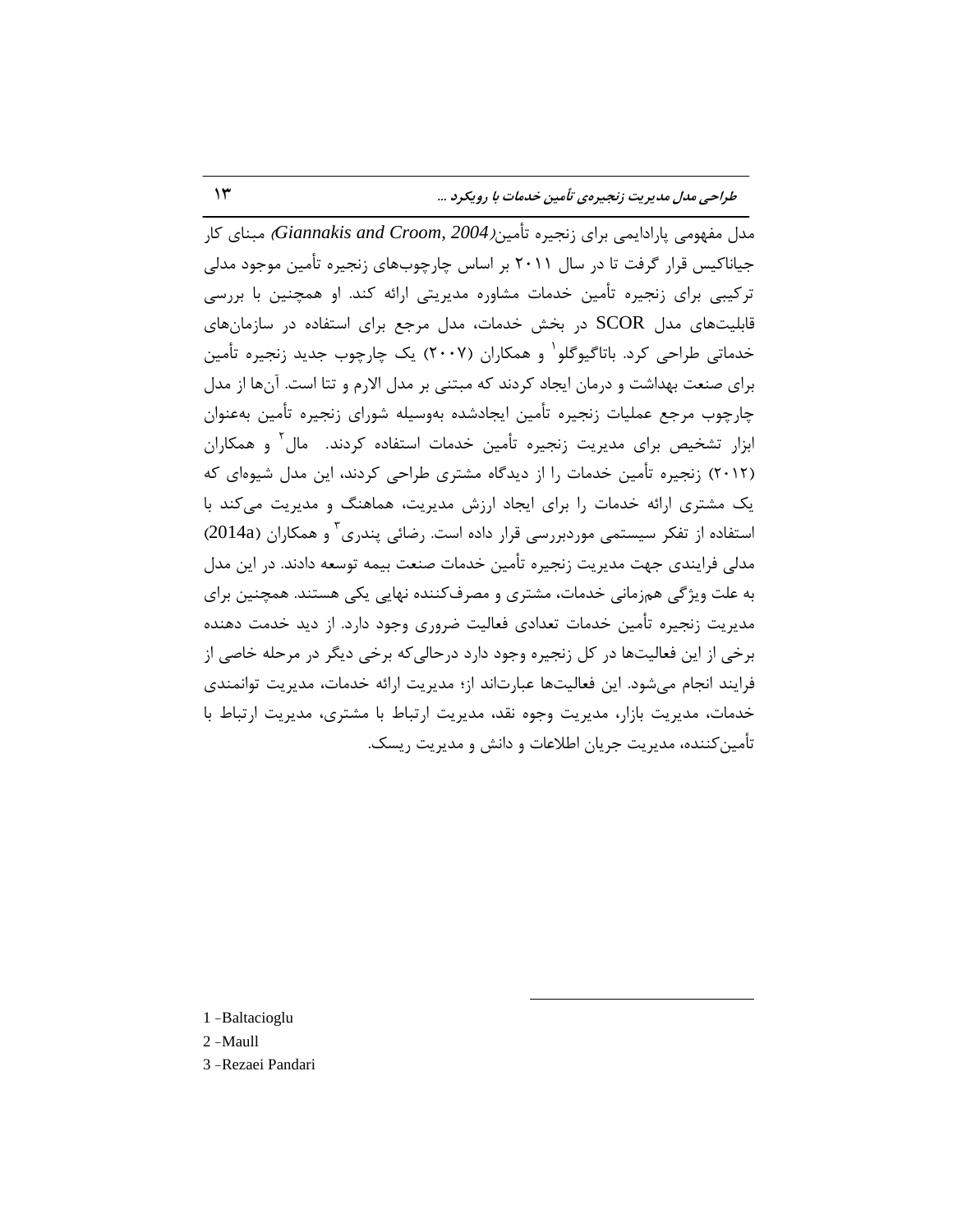مدل مفهومی پارادایمی برای زنجیره تأمین(*Giannakis and Croom, 2004*) مبنای کار جیاناکیس قرار گرفت تا در سال ۲۰۱۱ بر اساس چارچوب‌های زنجیره تأمین موجود مدلی ترکیبی برای زنجیره تأمین خدمات مشاوره مدیریتی ارائه کند. او همچنین با بررسی قابلیت‌های مدل SCOR در بخش خدمات، مدل مرجع برای استفاده در سازمان‌های خدماتی طراحی کرد. باتاگیوگلو[1] و همکاران (۲۰۰۷) یک چارچوب جدید زنجیره تأمین برای صنعت بهداشت و درمان ایجاد کردند که مبتنی بر مدل الارم و تتا است. آن‌ها از مدل چارچوب مرجع عملیات زنجیره تأمین ایجادشده به‌وسیله شورای زنجیره تأمین به‌عنوان ابزار تشخیص برای مدیریت زنجیره تأمین خدمات استفاده کردند. مال[2] و همکاران (۲۰۱۲) زنجیره تأمین خدمات را از دیدگاه مشتری طراحی کردند، این مدل شیوه‌ای که یک مشتری ارائه خدمات را برای ایجاد ارزش مدیریت، هماهنگ و مدیریت می‌کند با استفاده از تفکر سیستمی موردبررسی قرار داده است. رضائی پندری[3] و همکاران (2014a) مدلی فرایندی جهت مدیریت زنجیره تأمین خدمات صنعت بیمه توسعه دادند. در این مدل به علت ویژگی هم‌زمانی خدمات، مشتری و مصرف‌کننده نهایی یکی هستند. همچنین برای مدیریت زنجیره تأمین خدمات تعدادی فعالیت ضروری وجود دارد. از دید خدمت دهنده برخی از این فعالیت‌ها در کل زنجیره وجود دارد درحالی‌که برخی دیگر در مرحله خاصی از فرایند انجام می‌شود. این فعالیت‌ها عبارت‌اند از؛ مدیریت ارائه خدمات، مدیریت توانمندی خدمات، مدیریت بازار، مدیریت وجوه نقد، مدیریت ارتباط با مشتری، مدیریت ارتباط با تأمین‌کننده، مدیریت جریان اطلاعات و دانش و مدیریت ریسک.

---

1 -Baltacioglu

2 -Maull

3 -Rezaei Pandari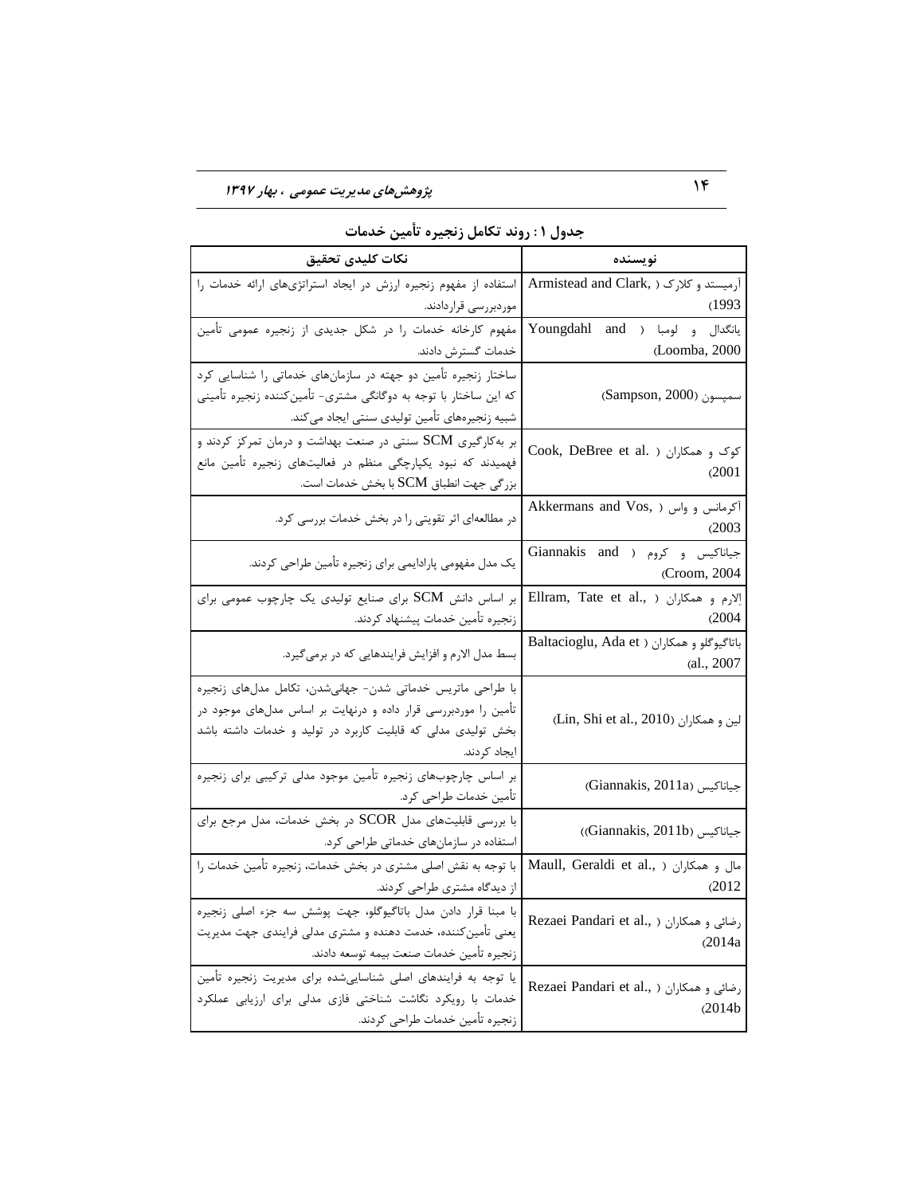**جدول ۱: روند تکامل زنجیره تأمین خدمات**

| نویسنده | نکات کلیدی تحقیق |
| --- | --- |
| آرمیستد و کلارک (Armistead and Clark, 1993) | استفاده از مفهوم زنجیره ارزش در ایجاد استراتژی‌های ارائه خدمات را موردبررسی قراردادند. |
| یانگدال و لومبا (Youngdahl and Loomba, 2000) | مفهوم کارخانه خدمات را در شکل جدیدی از زنجیره عمومی تأمین خدمات گسترش دادند. |
| سمپسون (Sampson, 2000) | ساختار زنجیره تأمین دو جهته در سازمان‌های خدماتی را شناسایی کرد که این ساختار با توجه به دوگانگی مشتری- تأمین‌کننده زنجیره تأمینی شبیه زنجیره‌های تأمین تولیدی سنتی ایجاد می‌کند. |
| کوک و همکاران (Cook, DeBree et al. 2001) | بر به‌کارگیری SCM سنتی در صنعت بهداشت و درمان تمرکز کردند و فهمیدند که نبود یکپارچگی منظم در فعالیت‌های زنجیره تأمین مانع بزرگی جهت انطباق SCM با بخش خدمات است. |
| آکرمانس و واس (Akkermans and Vos, 2003) | در مطالعه‌ای اثر تقویتی را در بخش خدمات بررسی کرد. |
| جیاناکیس و کروم (Giannakis and Croom, 2004) | یک مدل مفهومی پارادایمی برای زنجیره تأمین طراحی کردند. |
| اِلارم و همکاران (Ellram, Tate et al., 2004) | بر اساس دانش SCM برای صنایع تولیدی یک چارچوب عمومی برای زنجیره تأمین خدمات پیشنهاد کردند. |
| باتاگیوگلو و همکاران (Baltacioglu, Ada et al., 2007) | بسط مدل الارم و افزایش فرایندهایی که در برمی‌گیرد. |
| لین و همکاران (Lin, Shi et al., 2010) | با طراحی ماتریس خدماتی شدن- جهانی‌شدن، تکامل مدل‌های زنجیره تأمین را موردبررسی قرار داده و درنهایت بر اساس مدل‌های موجود در بخش تولیدی مدلی که قابلیت کاربرد در تولید و خدمات داشته باشد ایجاد کردند. |
| جیاناکیس (Giannakis, 2011a) | بر اساس چارچوب‌های زنجیره تأمین موجود مدلی ترکیبی برای زنجیره تأمین خدمات طراحی کرد. |
| جیاناکیس (Giannakis, 2011b)) | با بررسی قابلیت‌های مدل SCOR در بخش خدمات، مدل مرجع برای استفاده در سازمان‌های خدماتی طراحی کرد. |
| مال و همکاران (Maull, Geraldi et al., 2012) | با توجه به نقش اصلی مشتری در بخش خدمات، زنجیره تأمین خدمات را از دیدگاه مشتری طراحی کردند. |
| رضائی و همکاران (Rezaei Pandari et al., 2014a) | با مبنا قرار دادن مدل باتاگیوگلو، جهت پوشش سه جزء اصلی زنجیره یعنی تأمین‌کننده، خدمت دهنده و مشتری مدلی فرایندی جهت مدیریت زنجیره تأمین خدمات صنعت بیمه توسعه دادند. |
| رضائی و همکاران (Rezaei Pandari et al., 2014b) | با توجه به فرایندهای اصلی شناسایی‌شده برای مدیریت زنجیره تأمین خدمات با رویکرد نگاشت شناختی فازی مدلی برای ارزیابی عملکرد زنجیره تأمین خدمات طراحی کردند. |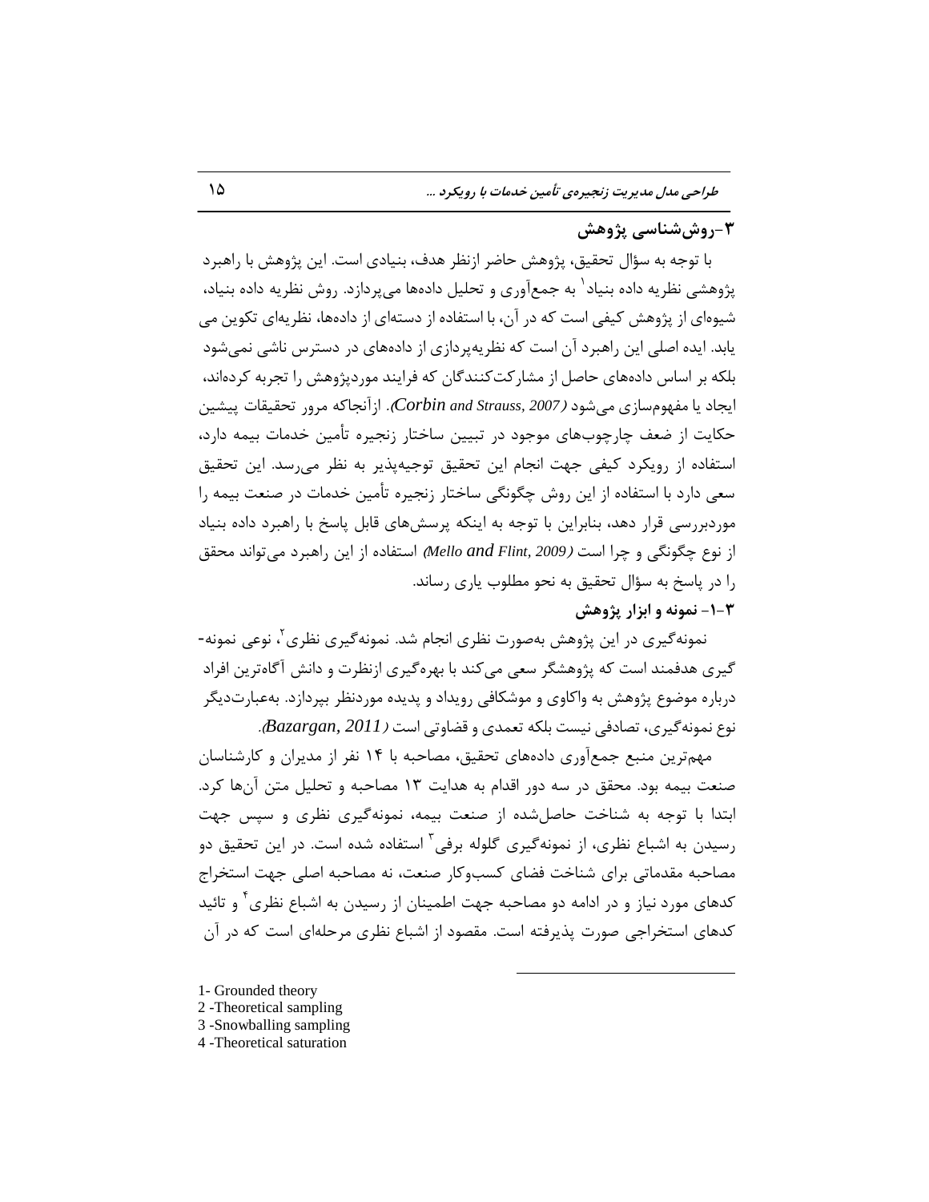## ۳-روش‌شناسی پژوهش

با توجه به سؤال تحقیق، پژوهش حاضر ازنظر هدف، بنیادی است. این پژوهش با راهبرد پژوهشی نظریه داده بنیاد[1] به جمع‌آوری و تحلیل داده‌ها می‌پردازد. روش نظریه داده بنیاد، شیوه‌ای از پژوهش کیفی است که در آن، با استفاده از دسته‌ای از داده‌ها، نظریه‌ای تکوین می یابد. ایده اصلی این راهبرد آن است که نظریه‌پردازی از داده‌های در دسترس ناشی نمی‌شود بلکه بر اساس داده‌های حاصل از مشارکت‌کنندگان که فرایند موردپژوهش را تجربه کرده‌اند، ایجاد یا مفهوم‌سازی می‌شود (*Corbin and Strauss, 2007*). ازآنجاکه مرور تحقیقات پیشین حکایت از ضعف چارچوب‌های موجود در تبیین ساختار زنجیره تأمین خدمات بیمه دارد، استفاده از رویکرد کیفی جهت انجام این تحقیق توجیه‌پذیر به نظر می‌رسد. این تحقیق سعی دارد با استفاده از این روش چگونگی ساختار زنجیره تأمین خدمات در صنعت بیمه را موردبررسی قرار دهد، بنابراین با توجه به اینکه پرسش‌های قابل پاسخ با راهبرد داده بنیاد از نوع چگونگی و چرا است (*Mello and Flint, 2009*) استفاده از این راهبرد می‌تواند محقق را در پاسخ به سؤال تحقیق به نحو مطلوب یاری رساند.

### ۳-۱- نمونه و ابزار پژوهش

نمونه‌گیری در این پژوهش به‌صورت نظری انجام شد. نمونه‌گیری نظری[2]، نوعی نمونه‌گیری هدفمند است که پژوهشگر سعی می‌کند با بهره‌گیری ازنظرت و دانش آگاه‌ترین افراد درباره موضوع پژوهش به واکاوی و موشکافی رویداد و پدیده موردنظر بپردازد. به‌عبارت‌دیگر نوع نمونه‌گیری، تصادفی نیست بلکه تعمدی و قضاوتی است (*Bazargan, 2011*).

مهم‌ترین منبع جمع‌آوری داده‌های تحقیق، مصاحبه با ۱۴ نفر از مدیران و کارشناسان صنعت بیمه بود. محقق در سه دور اقدام به هدایت ۱۳ مصاحبه و تحلیل متن آن‌ها کرد. ابتدا با توجه به شناخت حاصل‌شده از صنعت بیمه، نمونه‌گیری نظری و سپس جهت رسیدن به اشباع نظری، از نمونه‌گیری گلوله برفی[3] استفاده شده است. در این تحقیق دو مصاحبه مقدماتی برای شناخت فضای کسب‌وکار صنعت، نه مصاحبه اصلی جهت استخراج کدهای مورد نیاز و در ادامه دو مصاحبه جهت اطمینان از رسیدن به اشباع نظری[4] و تائید کدهای استخراجی صورت پذیرفته است. مقصود از اشباع نظری مرحله‌ای است که در آن

---

1- Grounded theory
2 -Theoretical sampling
3 -Snowballing sampling
4 -Theoretical saturation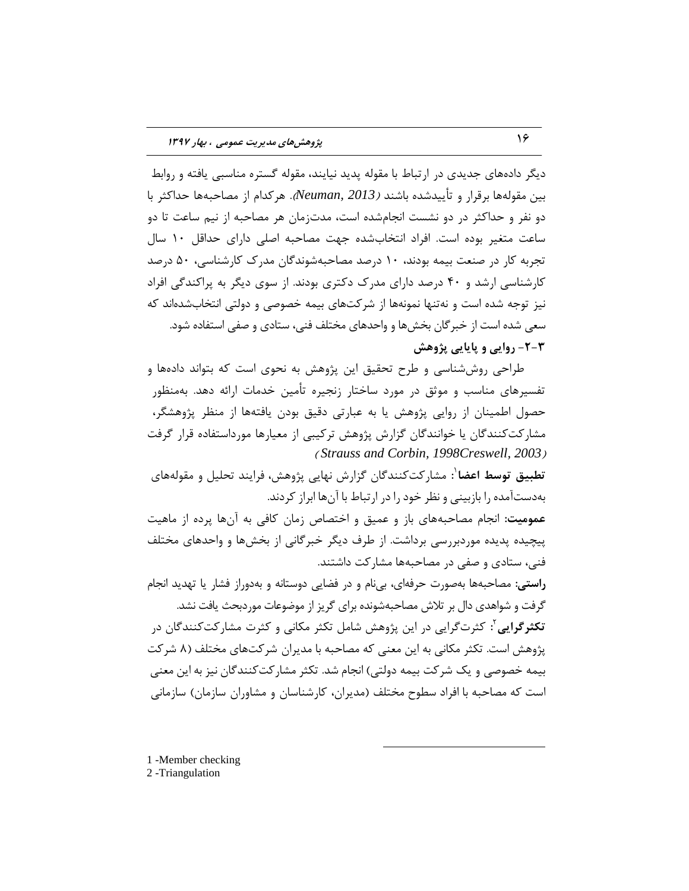دیگر داده‌های جدیدی در ارتباط با مقوله پدید نیایند، مقوله گستره مناسبی یافته و روابط بین مقوله‌ها برقرار و تأییدشده باشند (*Neuman, 2013*). هرکدام از مصاحبه‌ها حداکثر با دو نفر و حداکثر در دو نشست انجام‌شده است، مدت‌زمان هر مصاحبه از نیم ساعت تا دو ساعت متغیر بوده است. افراد انتخاب‌شده جهت مصاحبه اصلی دارای حداقل ۱۰ سال تجربه کار در صنعت بیمه بودند، ۱۰ درصد مصاحبه‌شوندگان مدرک کارشناسی، ۵۰ درصد کارشناسی ارشد و ۴۰ درصد دارای مدرک دکتری بودند. از سوی دیگر به پراکندگی افراد نیز توجه شده است و نه‌تنها نمونه‌ها از شرکت‌های بیمه خصوصی و دولتی انتخاب‌شده‌اند که سعی شده است از خبرگان بخش‌ها و واحدهای مختلف فنی، ستادی و صفی استفاده شود.

### ۳-۲- روایی و پایایی پژوهش

طراحی روش‌شناسی و طرح تحقیق این پژوهش به نحوی است که بتواند داده‌ها و تفسیرهای مناسب و موثق در مورد ساختار زنجیره تأمین خدمات ارائه دهد. به‌منظور حصول اطمینان از روایی پژوهش یا به عبارتی دقیق بودن یافته‌ها از منظر پژوهشگر، مشارکت‌کنندگان یا خوانندگان گزارش پژوهش ترکیبی از معیارها مورداستفاده قرار گرفت (*Strauss and Corbin, 1998Creswell, 2003*)

**تطبیق توسط اعضا**[1]: مشارکت‌کنندگان گزارش نهایی پژوهش، فرایند تحلیل و مقوله‌های به‌دست‌آمده را بازبینی و نظر خود را در ارتباط با آن‌ها ابراز کردند.

**عمومیت**: انجام مصاحبه‌های باز و عمیق و اختصاص زمان کافی به آن‌ها پرده از ماهیت پیچیده پدیده موردبررسی برداشت. از طرف دیگر خبرگانی از بخش‌ها و واحدهای مختلف فنی، ستادی و صفی در مصاحبه‌ها مشارکت داشتند.

**راستی**: مصاحبه‌ها به‌صورت حرفه‌ای، بی‌نام و در فضایی دوستانه و به‌دوراز فشار یا تهدید انجام گرفت و شواهدی دال بر تلاش مصاحبه‌شونده برای گریز از موضوعات موردبحث یافت نشد.

**تکثرگرایی**[2]: کثرت‌گرایی در این پژوهش شامل تکثر مکانی و کثرت مشارکت‌کنندگان در پژوهش است. تکثر مکانی به این معنی که مصاحبه با مدیران شرکت‌های مختلف (۸ شرکت بیمه خصوصی و یک شرکت بیمه دولتی) انجام شد. تکثر مشارکت‌کنندگان نیز به این معنی است که مصاحبه با افراد سطوح مختلف (مدیران، کارشناسان و مشاوران سازمان) سازمانی

---

1 -Member checking
2 -Triangulation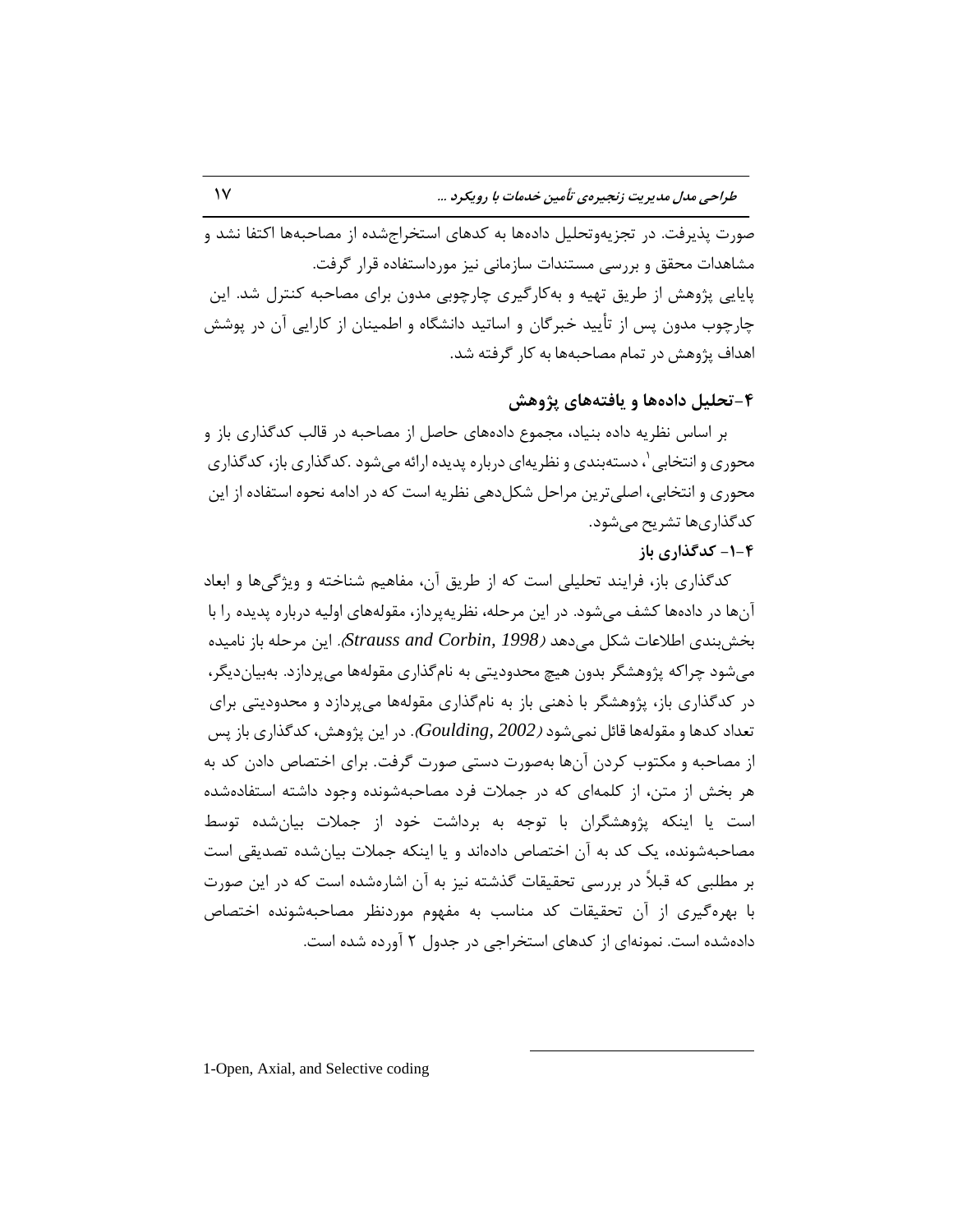صورت پذیرفت. در تجزیه‌وتحلیل داده‌ها به کدهای استخراج‌شده از مصاحبه‌ها اکتفا نشد و مشاهدات محقق و بررسی مستندات سازمانی نیز مورداستفاده قرار گرفت.

پایایی پژوهش از طریق تهیه و به‌کارگیری چارچوبی مدون برای مصاحبه کنترل شد. این چارچوب مدون پس از تأیید خبرگان و اساتید دانشگاه و اطمینان از کارایی آن در پوشش اهداف پژوهش در تمام مصاحبه‌ها به کار گرفته شد.

## ۴-تحلیل داده‌ها و یافته‌های پژوهش

بر اساس نظریه داده بنیاد، مجموع داده‌های حاصل از مصاحبه در قالب کدگذاری باز و محوری و انتخابی[1]، دسته‌بندی و نظریه‌ای درباره پدیده ارائه می‌شود .کدگذاری باز، کدگذاری محوری و انتخابی، اصلی‌ترین مراحل شکل‌دهی نظریه است که در ادامه نحوه استفاده از این کدگذاری‌ها تشریح می‌شود.

### ۴-۱- کدگذاری باز

کدگذاری باز، فرایند تحلیلی است که از طریق آن، مفاهیم شناخته و ویژگی‌ها و ابعاد آن‌ها در داده‌ها کشف می‌شود. در این مرحله، نظریه‌پرداز، مقوله‌های اولیه درباره پدیده را با بخش‌بندی اطلاعات شکل می‌دهد *(Strauss and Corbin, 1998)*. این مرحله باز نامیده می‌شود چراکه پژوهشگر بدون هیچ محدودیتی به نام‌گذاری مقوله‌ها می‌پردازد. به‌بیان‌دیگر، در کدگذاری باز، پژوهشگر با ذهنی باز به نام‌گذاری مقوله‌ها می‌پردازد و محدودیتی برای تعداد کدها و مقوله‌ها قائل نمی‌شود *(Goulding, 2002)*. در این پژوهش، کدگذاری باز پس از مصاحبه و مکتوب کردن آن‌ها به‌صورت دستی صورت گرفت. برای اختصاص دادن کد به هر بخش از متن، از کلمه‌ای که در جملات فرد مصاحبه‌شونده وجود داشته استفاده‌شده است یا اینکه پژوهشگران با توجه به برداشت خود از جملات بیان‌شده توسط مصاحبه‌شونده، یک کد به آن اختصاص داده‌اند و یا اینکه جملات بیان‌شده تصدیقی است بر مطلبی که قبلاً در بررسی تحقیقات گذشته نیز به آن اشاره‌شده است که در این صورت با بهره‌گیری از آن تحقیقات کد مناسب به مفهوم موردنظر مصاحبه‌شونده اختصاص داده‌شده است. نمونه‌ای از کدهای استخراجی در جدول ۲ آورده شده است.

---

1-Open, Axial, and Selective coding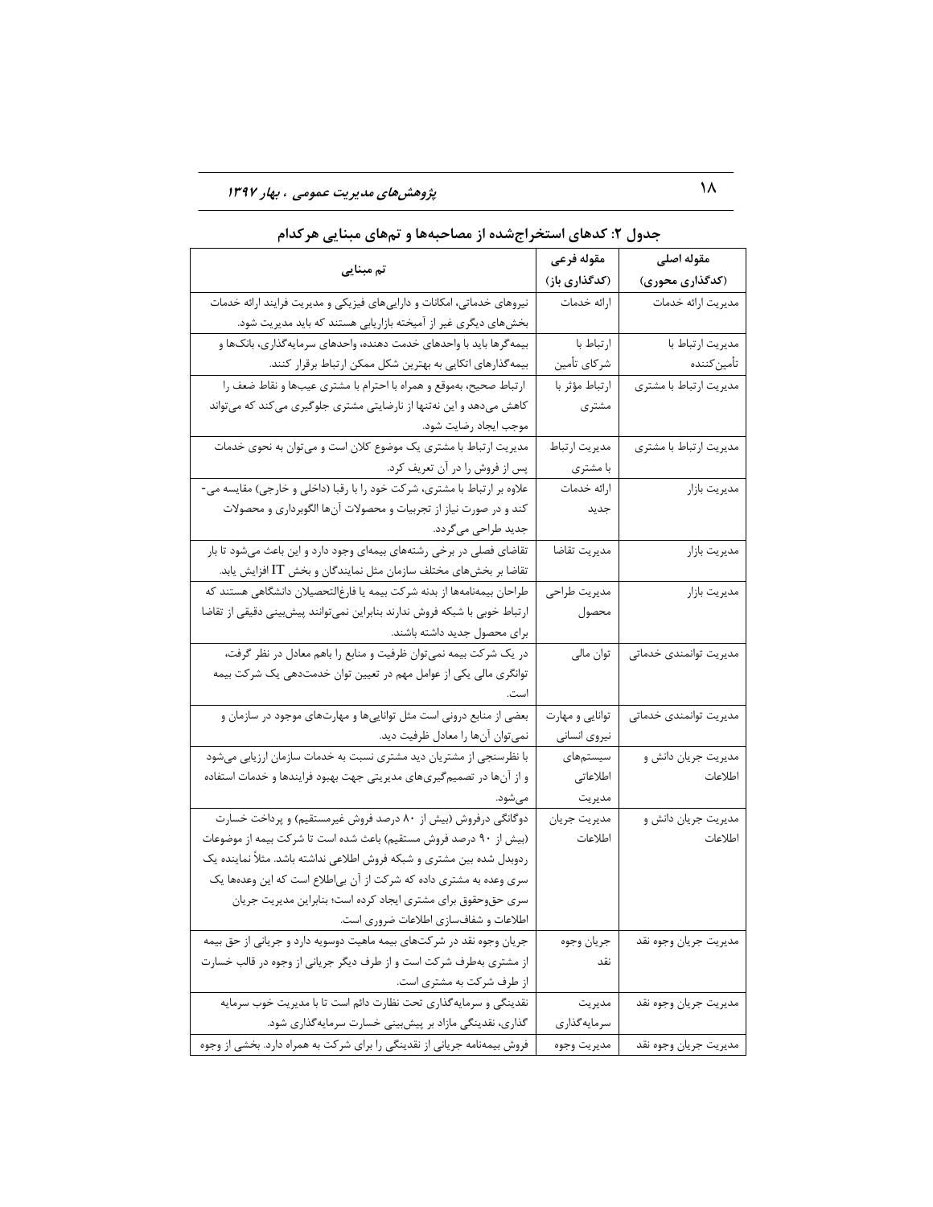**جدول ۲: کدهای استخراج‌شده از مصاحبه‌ها و تم‌های مبنایی هرکدام**

| مقوله اصلی (کدگذاری محوری) | مقوله فرعی (کدگذاری باز) | تم مبنایی |
|---|---|---|
| مدیریت ارائه خدمات | ارائه خدمات | نیروهای خدماتی، امکانات و دارایی‌های فیزیکی و مدیریت فرایند ارائه خدمات بخش‌های دیگری غیر از آمیخته بازاریابی هستند که باید مدیریت شود. |
| مدیریت ارتباط با تأمین‌کننده | ارتباط با شرکای تأمین | بیمه‌گرها باید با واحدهای خدمت دهنده، واحدهای سرمایه‌گذاری، بانک‌ها و بیمه‌گذارهای اتکایی به بهترین شکل ممکن ارتباط برقرار کنند. |
| مدیریت ارتباط با مشتری | ارتباط مؤثر با مشتری | ارتباط صحیح، به‌موقع و همراه با احترام با مشتری عیب‌ها و نقاط ضعف را کاهش می‌دهد و این نه‌تنها از نارضایتی مشتری جلوگیری می‌کند که می‌تواند موجب ایجاد رضایت شود. |
| مدیریت ارتباط با مشتری | مدیریت ارتباط با مشتری | مدیریت ارتباط با مشتری یک موضوع کلان است و می‌توان به نحوی خدمات پس از فروش را در آن تعریف کرد. |
| مدیریت بازار | ارائه خدمات جدید | علاوه بر ارتباط با مشتری، شرکت خود را با رقبا (داخلی و خارجی) مقایسه می‌کند و در صورت نیاز از تجربیات و محصولات آن‌ها الگوبرداری و محصولات جدید طراحی می‌گردد. |
| مدیریت بازار | مدیریت تقاضا | تقاضای فصلی در برخی رشته‌های بیمه‌ای وجود دارد و این باعث می‌شود تا بار تقاضا بر بخش‌های مختلف سازمان مثل نمایندگان و بخش IT افزایش یابد. |
| مدیریت بازار | مدیریت طراحی محصول | طراحان بیمه‌نامه‌ها از بدنه شرکت بیمه یا فارغ‌التحصیلان دانشگاهی هستند که ارتباط خوبی با شبکه فروش ندارند بنابراین نمی‌توانند پیش‌بینی دقیقی از تقاضا برای محصول جدید داشته باشند. |
| مدیریت توانمندی خدماتی | توان مالی | در یک شرکت بیمه نمی‌توان ظرفیت و منابع را باهم معادل در نظر گرفت، توانگری مالی یکی از عوامل مهم در تعیین توان خدمت‌دهی یک شرکت بیمه است. |
| مدیریت توانمندی خدماتی | توانایی و مهارت نیروی انسانی | بعضی از منابع درونی است مثل توانایی‌ها و مهارت‌های موجود در سازمان و نمی‌توان آن‌ها را معادل ظرفیت دید. |
| مدیریت جریان دانش و اطلاعات | سیستم‌های اطلاعاتی مدیریت | با نظرسنجی از مشتریان دید مشتری نسبت به خدمات سازمان ارزیابی می‌شود و از آن‌ها در تصمیم‌گیری‌های مدیریتی جهت بهبود فرایندها و خدمات استفاده می‌شود. |
| مدیریت جریان دانش و اطلاعات | مدیریت جریان اطلاعات | دوگانگی درفروش (بیش از ۸۰ درصد فروش غیرمستقیم) و پرداخت خسارت (بیش از ۹۰ درصد فروش مستقیم) باعث شده است تا شرکت بیمه از موضوعات ردوبدل شده بین مشتری و شبکه فروش اطلاعی نداشته باشد. مثلاً نماینده یک سری وعده به مشتری داده که شرکت از آن بی‌اطلاع است که این وعده‌ها یک سری حق‌وحقوق برای مشتری ایجاد کرده است؛ بنابراین مدیریت جریان اطلاعات و شفاف‌سازی اطلاعات ضروری است. |
| مدیریت جریان وجوه نقد | جریان وجوه نقد | جریان وجوه نقد در شرکت‌های بیمه ماهیت دوسویه دارد و جریانی از حق بیمه از مشتری به‌طرف شرکت است و از طرف دیگر جریانی از وجوه در قالب خسارت از طرف شرکت به مشتری است. |
| مدیریت جریان وجوه نقد | مدیریت سرمایه‌گذاری | نقدینگی و سرمایه‌گذاری تحت نظارت دائم است تا با مدیریت خوب سرمایه گذاری، نقدینگی مازاد بر پیش‌بینی خسارت سرمایه‌گذاری شود. |
| مدیریت جریان وجوه نقد | مدیریت وجوه | فروش بیمه‌نامه جریانی از نقدینگی را برای شرکت به همراه دارد. بخشی از وجوه |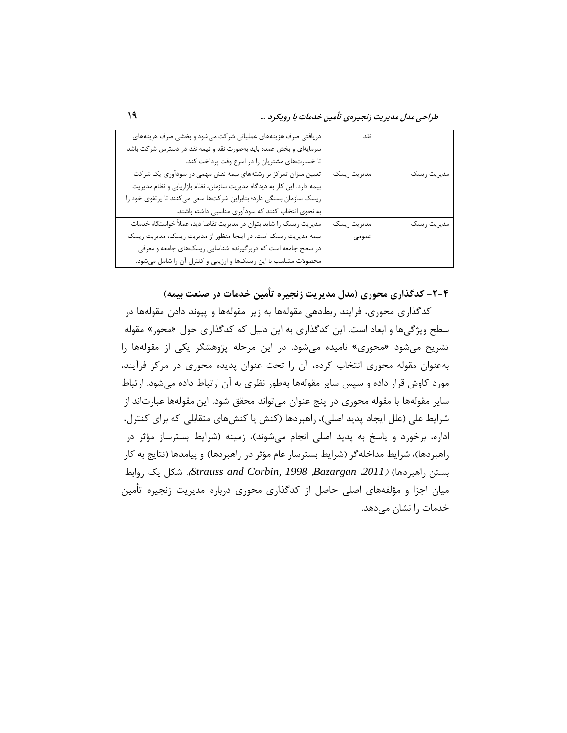| | | |
|---|---|---|
| | نقد | دریافتی صرف هزینه‌های عملیاتی شرکت می‌شود و بخشی صرف هزینه‌های سرمایه‌ای و بخش عمده باید به‌صورت نقد و نیمه نقد در دسترس شرکت باشد تا خسارت‌های مشتریان را در اسرع وقت پرداخت کند. |
| مدیریت ریسک | مدیریت ریسک | تعیین میزان تمرکز بر رشته‌های بیمه نقش مهمی در سودآوری یک شرکت بیمه دارد. این کار به دیدگاه مدیریت سازمان، نظام بازاریابی و نظام مدیریت ریسک سازمان بستگی دارد؛ بنابراین شرکت‌ها سعی می‌کنند تا پرتفوی خود را به نحوی انتخاب کنند که سودآوری مناسبی داشته باشند. |
| مدیریت ریسک | مدیریت ریسک عمومی | مدیریت ریسک را شاید بتوان در مدیریت ریسک تقاضا دید، عملاً خواستگاه خدمات بیمه مدیریت ریسک است. در اینجا منظور از مدیریت ریسک، مدیریت ریسک در سطح جامعه است که دربرگیرنده شناسایی ریسک‌های جامعه و معرفی محصولات متناسب با این ریسک‌ها و ارزیابی و کنترل آن را شامل می‌شود. |

## ۴-۲- کدگذاری محوری (مدل مدیریت زنجیره تأمین خدمات در صنعت بیمه)

کدگذاری محوری، فرایند ربط‌دهی مقوله‌ها به زیر مقوله‌ها و پیوند دادن مقوله‌ها در سطح ویژگی‌ها و ابعاد است. این کدگذاری به این دلیل که کدگذاری حول «محور» مقوله تشریح می‌شود «محوری» نامیده می‌شود. در این مرحله پژوهشگر یکی از مقوله‌ها را به‌عنوان مقوله محوری انتخاب کرده، آن را تحت عنوان پدیده محوری در مرکز فرآیند، مورد کاوش قرار داده و سپس سایر مقوله‌ها به‌طور نظری به آن ارتباط داده می‌شود. ارتباط سایر مقوله‌ها با مقوله محوری در پنج عنوان می‌تواند محقق شود. این مقوله‌ها عبارت‌اند از شرایط علی (علل ایجاد پدید اصلی)، راهبردها (کنش یا کنش‌های متقابلی که برای کنترل، اداره، برخورد و پاسخ به پدید اصلی انجام می‌شوند)، زمینه (شرایط بسترساز مؤثر در راهبردها)، شرایط مداخله‌گر (شرایط بسترساز عام مؤثر در راهبردها) و پیامدها (نتایج به کار بستن راهبردها) (*Strauss and Corbin, 1998 ,Bazargan 2011*). شکل یک روابط میان اجزا و مؤلفه‌های اصلی حاصل از کدگذاری محوری درباره مدیریت زنجیره تأمین خدمات را نشان می‌دهد.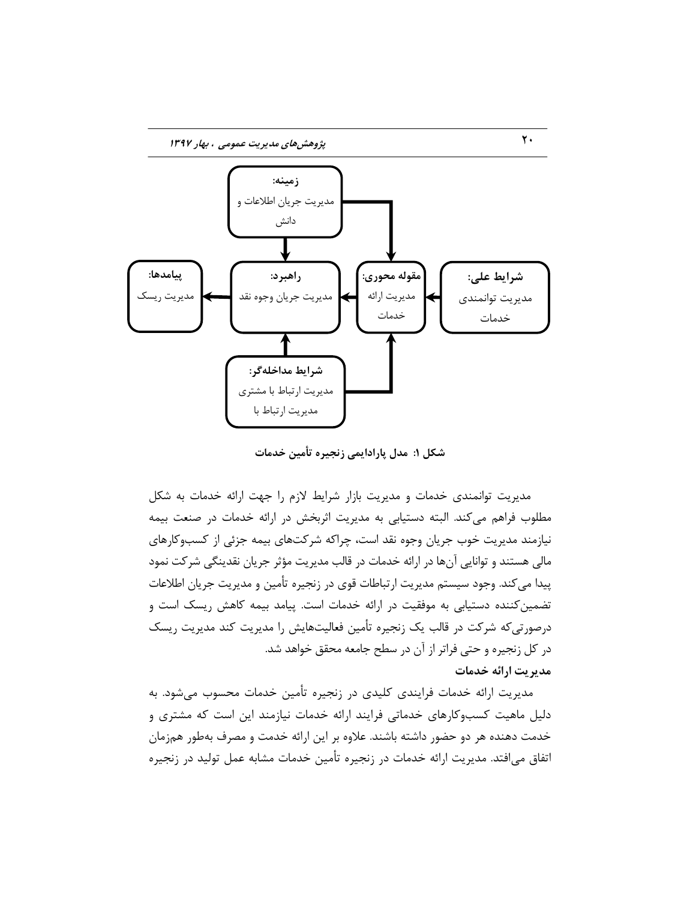زمینه:
مدیریت جریان اطلاعات و دانش

شرایط علی:
مدیریت توانمندی خدمات

مقوله محوری:
مدیریت ارائه خدمات

راهبرد:
مدیریت جریان وجوه نقد

پیامدها:
مدیریت ریسک

شرایط مداخله‌گر:
مدیریت ارتباط با مشتری
مدیریت ارتباط با

**شکل ۱: مدل پارادایمی زنجیره تأمین خدمات**

مدیریت توانمندی خدمات و مدیریت بازار شرایط لازم را جهت ارائه خدمات به شکل مطلوب فراهم می‌کند. البته دستیابی به مدیریت اثربخش در ارائه خدمات در صنعت بیمه نیازمند مدیریت خوب جریان وجوه نقد است، چراکه شرکت‌های بیمه جزئی از کسب‌وکارهای مالی هستند و توانایی آن‌ها در ارائه خدمات در قالب مدیریت مؤثر جریان نقدینگی شرکت نمود پیدا می‌کند. وجود سیستم مدیریت ارتباطات قوی در زنجیره تأمین و مدیریت جریان اطلاعات تضمین‌کننده دستیابی به موفقیت در ارائه خدمات است. پیامد بیمه کاهش ریسک است و درصورتی‌که شرکت در قالب یک زنجیره تأمین فعالیت‌هایش را مدیریت کند مدیریت ریسک در کل زنجیره و حتی فراتر از آن در سطح جامعه محقق خواهد شد.

**مدیریت ارائه خدمات**

مدیریت ارائه خدمات فرایندی کلیدی در زنجیره تأمین خدمات محسوب می‌شود. به دلیل ماهیت کسب‌وکارهای خدماتی فرایند ارائه خدمات نیازمند این است که مشتری و خدمت دهنده هر دو حضور داشته باشند. علاوه بر این ارائه خدمت و مصرف به‌طور هم‌زمان اتفاق می‌افتد. مدیریت ارائه خدمات در زنجیره تأمین خدمات مشابه عمل تولید در زنجیره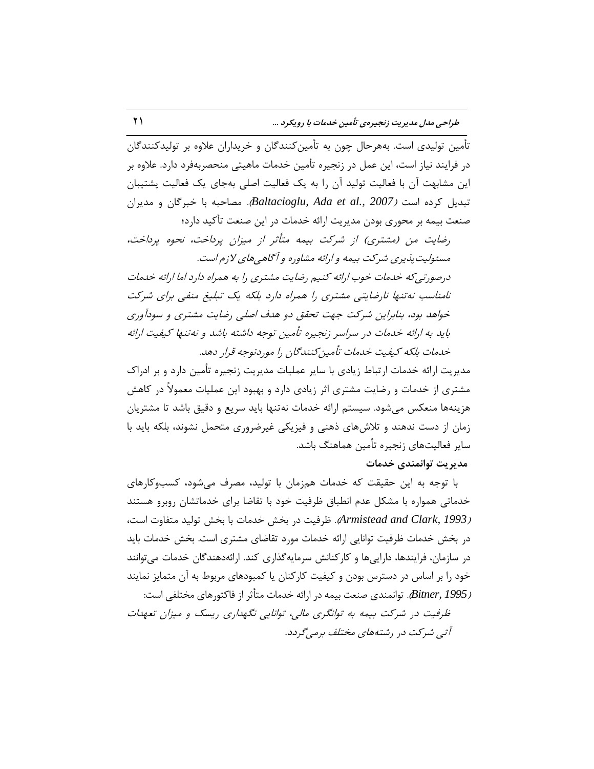تأمین تولیدی است. به‌هرحال چون به تأمین‌کنندگان و خریداران علاوه بر تولیدکنندگان در فرایند نیاز است، این عمل در زنجیره تأمین خدمات ماهیتی منحصربه‌فرد دارد. علاوه بر این مشابهت آن با فعالیت تولید آن را به یک فعالیت اصلی به‌جای یک فعالیت پشتیبان تبدیل کرده است (*Baltacioglu, Ada et al., 2007*). مصاحبه با خبرگان و مدیران صنعت بیمه بر محوری بودن مدیریت ارائه خدمات در این صنعت تأکید دارد؛

*رضایت من (مشتری) از شرکت بیمه متأثر از میزان پرداخت، نحوه پرداخت، مسئولیت‌پذیری شرکت بیمه و ارائه مشاوره و آگاهی‌های لازم است.*

*درصورتی‌که خدمات خوب ارائه کنیم رضایت مشتری را به همراه دارد اما ارائه خدمات نامناسب نه‌تنها نارضایتی مشتری را همراه دارد بلکه یک تبلیغ منفی برای شرکت خواهد بود، بنابراین شرکت جهت تحقق دو هدف اصلی رضایت مشتری و سودآوری باید به ارائه خدمات در سراسر زنجیره تأمین توجه داشته باشد و نه‌تنها کیفیت ارائه خدمات بلکه کیفیت خدمات تأمین‌کنندگان را موردتوجه قرار دهد.*

مدیریت ارائه خدمات ارتباط زیادی با سایر عملیات مدیریت زنجیره تأمین دارد و بر ادراک مشتری از خدمات و رضایت مشتری اثر زیادی دارد و بهبود این عملیات معمولاً در کاهش هزینه‌ها منعکس می‌شود. سیستم ارائه خدمات نه‌تنها باید سریع و دقیق باشد تا مشتریان زمان از دست ندهند و تلاش‌های ذهنی و فیزیکی غیرضروری متحمل نشوند، بلکه باید با سایر فعالیت‌های زنجیره تأمین هماهنگ باشد.

**مدیریت توانمندی خدمات**

با توجه به این حقیقت که خدمات هم‌زمان با تولید، مصرف می‌شود، کسب‌وکارهای خدماتی همواره با مشکل عدم انطباق ظرفیت خود با تقاضا برای خدماتشان روبرو هستند (*Armistead and Clark, 1993*). ظرفیت در بخش خدمات با بخش تولید متفاوت است، در بخش خدمات ظرفیت توانایی ارائه خدمات مورد تقاضای مشتری است. بخش خدمات باید در سازمان، فرایندها، دارایی‌ها و کارکنانش سرمایه‌گذاری کند. ارائه‌دهندگان خدمات می‌توانند خود را بر اساس در دسترس بودن و کیفیت کارکنان یا کمبودهای مربوط به آن متمایز نمایند (*Bitner, 1995*). توانمندی صنعت بیمه در ارائه خدمات متأثر از فاکتورهای مختلفی است:

*ظرفیت در شرکت بیمه به توانگری مالی، توانایی نگهداری ریسک و میزان تعهدات آتی شرکت در رشته‌های مختلف برمی‌گردد.*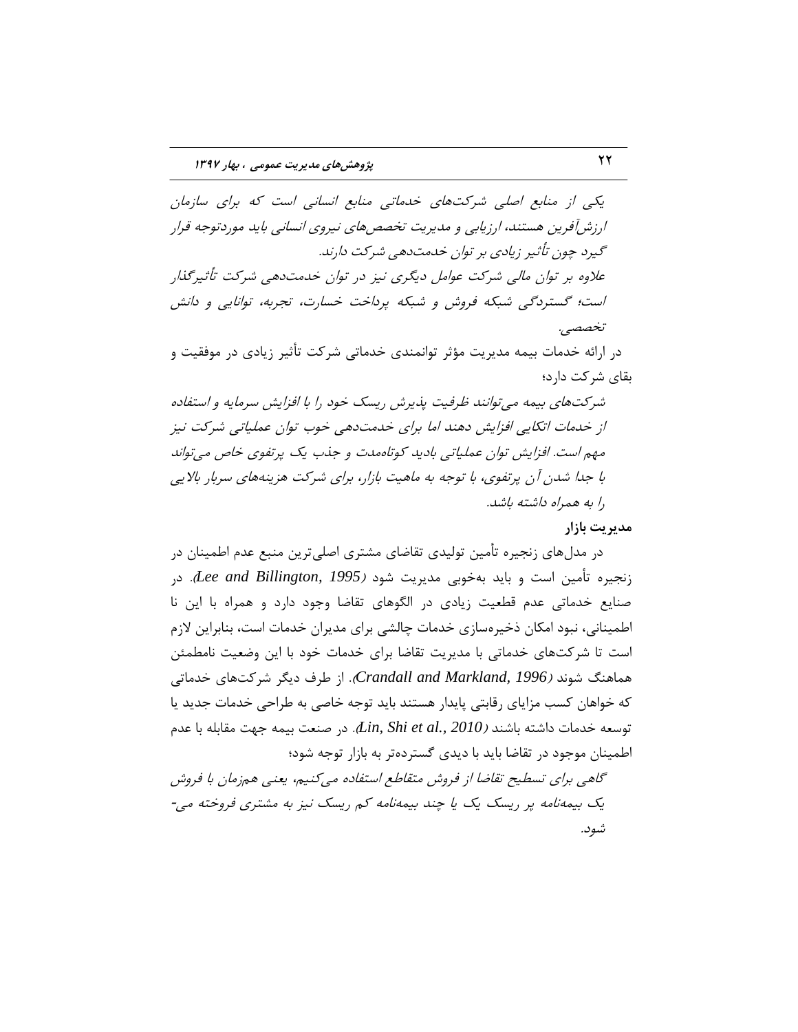*یکی از منابع اصلی شرکت‌های خدماتی منابع انسانی است که برای سازمان ارزش‌آفرین هستند، ارزیابی و مدیریت تخصص‌های نیروی انسانی باید موردتوجه قرار گیرد چون تأثیر زیادی بر توان خدمت‌دهی شرکت دارند.*

*علاوه بر توان مالی شرکت عوامل دیگری نیز در توان خدمت‌دهی شرکت تأثیرگذار است؛ گستردگی شبکه فروش و شبکه پرداخت خسارت، تجربه، توانایی و دانش تخصصی.*

در ارائه خدمات بیمه مدیریت مؤثر توانمندی خدماتی شرکت تأثیر زیادی در موفقیت و بقای شرکت دارد؛

*شرکت‌های بیمه می‌توانند ظرفیت پذیرش ریسک خود را با افزایش سرمایه و استفاده از خدمات اتکایی افزایش دهند اما برای خدمت‌دهی خوب توان عملیاتی شرکت نیز مهم است. افزایش توان عملیاتی بادید کوتاه‌مدت و جذب یک پرتفوی خاص می‌تواند با جدا شدن آن پرتفوی، با توجه به ماهیت بازار، برای شرکت هزینه‌های سربار بالایی را به همراه داشته باشد.*

**مدیریت بازار**

در مدل‌های زنجیره تأمین تولیدی تقاضای مشتری اصلی‌ترین منبع عدم اطمینان در زنجیره تأمین است و باید به‌خوبی مدیریت شود (*Lee and Billington, 1995*). در صنایع خدماتی عدم قطعیت زیادی در الگوهای تقاضا وجود دارد و همراه با این نا اطمینانی، نبود امکان ذخیره‌سازی خدمات چالشی برای مدیران خدمات است، بنابراین لازم است تا شرکت‌های خدماتی با مدیریت تقاضا برای خدمات خود با این وضعیت نامطمئن هماهنگ شوند (*Crandall and Markland, 1996*). از طرف دیگر شرکت‌های خدماتی که خواهان کسب مزایای رقابتی پایدار هستند باید توجه خاصی به طراحی خدمات جدید یا توسعه خدمات داشته باشند (*Lin, Shi et al., 2010*). در صنعت بیمه جهت مقابله با عدم اطمینان موجود در تقاضا باید با دیدی گسترده‌تر به بازار توجه شود؛

*گاهی برای تسطیح تقاضا از فروش متقاطع استفاده می‌کنیم، یعنی هم‌زمان با فروش یک بیمه‌نامه پر ریسک یک یا چند بیمه‌نامه کم ریسک نیز به مشتری فروخته می‌شود.*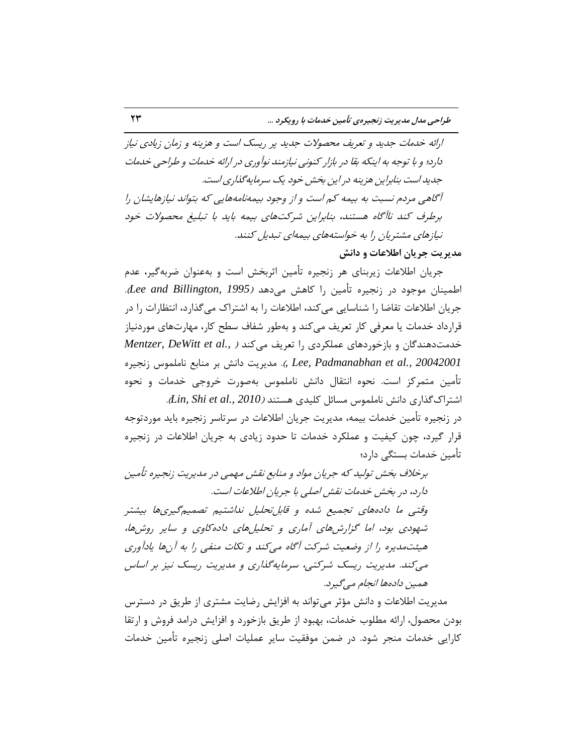*ارائه خدمات جدید و تعریف محصولات جدید پر ریسک است و هزینه و زمان زیادی نیاز دارد؛ و با توجه به اینکه بقا در بازار کنونی نیازمند نوآوری در ارائه خدمات و طراحی خدمات جدید است بنابراین هزینه در این بخش خود یک سرمایه‌گذاری است.*

*آگاهی مردم نسبت به بیمه کم است و از وجود بیمه‌نامه‌هایی که بتواند نیازهایشان را برطرف کند ناآگاه هستند، بنابراین شرکت‌های بیمه باید با تبلیغ محصولات خود نیازهای مشتریان را به خواسته‌های بیمه‌ای تبدیل کنند.*

**مدیریت جریان اطلاعات و دانش**

جریان اطلاعات زیربنای هر زنجیره تأمین اثربخش است و به‌عنوان ضربه‌گیر، عدم اطمینان موجود در زنجیره تأمین را کاهش می‌دهد (*Lee and Billington, 1995*). جریان اطلاعات تقاضا را شناسایی می‌کند، اطلاعات را به اشتراک می‌گذارد، انتظارات را در قرارداد خدمات یا معرفی کار تعریف می‌کند و به‌طور شفاف سطح کار، مهارت‌های موردنیاز خدمت‌دهندگان و بازخوردهای عملکردی را تعریف می‌کند (*Mentzer, DeWitt et al., 2001; Lee, Padmanabhan et al., 2004*). مدیریت دانش بر منابع ناملموس زنجیره تأمین متمرکز است. نحوه انتقال دانش ناملموس به‌صورت خروجی خدمات و نحوه اشتراک‌گذاری دانش ناملموس مسائل کلیدی هستند (*Lin, Shi et al., 2010*).

در زنجیره تأمین خدمات بیمه، مدیریت جریان اطلاعات در سرتاسر زنجیره باید موردتوجه قرار گیرد، چون کیفیت و عملکرد خدمات تا حدود زیادی به جریان اطلاعات در زنجیره تأمین خدمات بستگی دارد؛

*برخلاف بخش تولید که جریان مواد و منابع نقش مهمی در مدیریت زنجیره تأمین دارد، در بخش خدمات نقش اصلی با جریان اطلاعات است.*

*وقتی ما داده‌های تجمیع شده و قابل‌تحلیل نداشتیم تصمیم‌گیری‌ها بیشتر شهودی بود، اما گزارش‌های آماری و تحلیل‌های داده‌کاوی و سایر روش‌ها، هیئت‌مدیره را از وضعیت شرکت آگاه می‌کند و نکات منفی را به آن‌ها یادآوری می‌کند. مدیریت ریسک شرکتی، سرمایه‌گذاری و مدیریت ریسک نیز بر اساس همین داده‌ها انجام می‌گیرد.*

مدیریت اطلاعات و دانش مؤثر می‌تواند به افزایش رضایت مشتری از طریق در دسترس بودن محصول، ارائه مطلوب خدمات، بهبود از طریق بازخورد و افزایش درامد فروش و ارتقا کارایی خدمات منجر شود. در ضمن موفقیت سایر عملیات اصلی زنجیره تأمین خدمات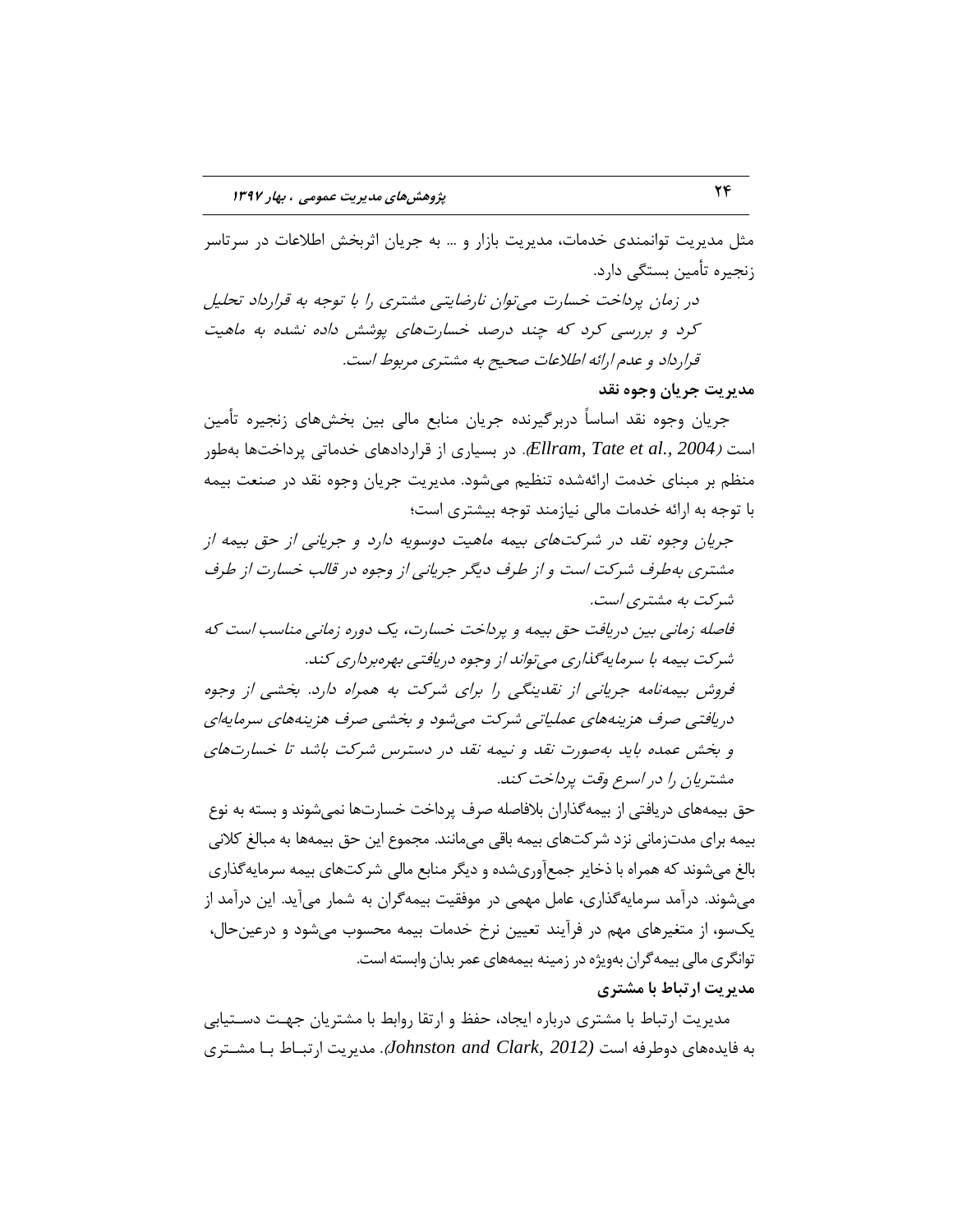مثل مدیریت توانمندی خدمات، مدیریت بازار و ... به جریان اثربخش اطلاعات در سرتاسر زنجیره تأمین بستگی دارد.

*در زمان پرداخت خسارت می‌توان نارضایتی مشتری را با توجه به قرارداد تحلیل کرد و بررسی کرد که چند درصد خسارت‌های پوشش داده نشده به ماهیت قرارداد و عدم ارائه اطلاعات صحیح به مشتری مربوط است.*

**مدیریت جریان وجوه نقد**

جریان وجوه نقد اساساً دربرگیرنده جریان منابع مالی بین بخش‌های زنجیره تأمین است (*Ellram, Tate et al., 2004*). در بسیاری از قراردادهای خدماتی پرداخت‌ها به‌طور منظم بر مبنای خدمت ارائه‌شده تنظیم می‌شود. مدیریت جریان وجوه نقد در صنعت بیمه با توجه به ارائه خدمات مالی نیازمند توجه بیشتری است؛

*جریان وجوه نقد در شرکت‌های بیمه ماهیت دوسویه دارد و جریانی از حق بیمه از مشتری به‌طرف شرکت است و از طرف دیگر جریانی از وجوه در قالب خسارت از طرف شرکت به مشتری است.*

*فاصله زمانی بین دریافت حق بیمه و پرداخت خسارت، یک دوره زمانی مناسب است که شرکت بیمه با سرمایه‌گذاری می‌تواند از وجوه دریافتی بهره‌برداری کند.*

*فروش بیمه‌نامه جریانی از نقدینگی را برای شرکت به همراه دارد. بخشی از وجوه دریافتی صرف هزینه‌های عملیاتی شرکت می‌شود و بخشی صرف هزینه‌های سرمایه‌ای و بخش عمده باید به‌صورت نقد و نیمه نقد در دسترس شرکت باشد تا خسارت‌های مشتریان را در اسرع وقت پرداخت کند.*

حق بیمه‌های دریافتی از بیمه‌گذاران بلافاصله صرف پرداخت خسارت‌ها نمی‌شوند و بسته به نوع بیمه برای مدت‌زمانی نزد شرکت‌های بیمه باقی می‌مانند. مجموع این حق بیمه‌ها به مبالغ کلانی بالغ می‌شوند که همراه با ذخایر جمع‌آوری‌شده و دیگر منابع مالی شرکت‌های بیمه سرمایه‌گذاری می‌شوند. درآمد سرمایه‌گذاری، عامل مهمی در موفقیت بیمه‌گران به شمار می‌آید. این درآمد از یک‌سو، از متغیرهای مهم در فرآیند تعیین نرخ خدمات بیمه محسوب می‌شود و درعین‌حال، توانگری مالی بیمه‌گران به‌ویژه در زمینه بیمه‌های عمر بدان وابسته است.

**مدیریت ارتباط با مشتری**

مدیریت ارتباط با مشتری درباره ایجاد، حفظ و ارتقا روابط با مشتریان جهت دستیابی به فایده‌های دوطرفه است (*Johnston and Clark, 2012*). مدیریت ارتباط با مشتری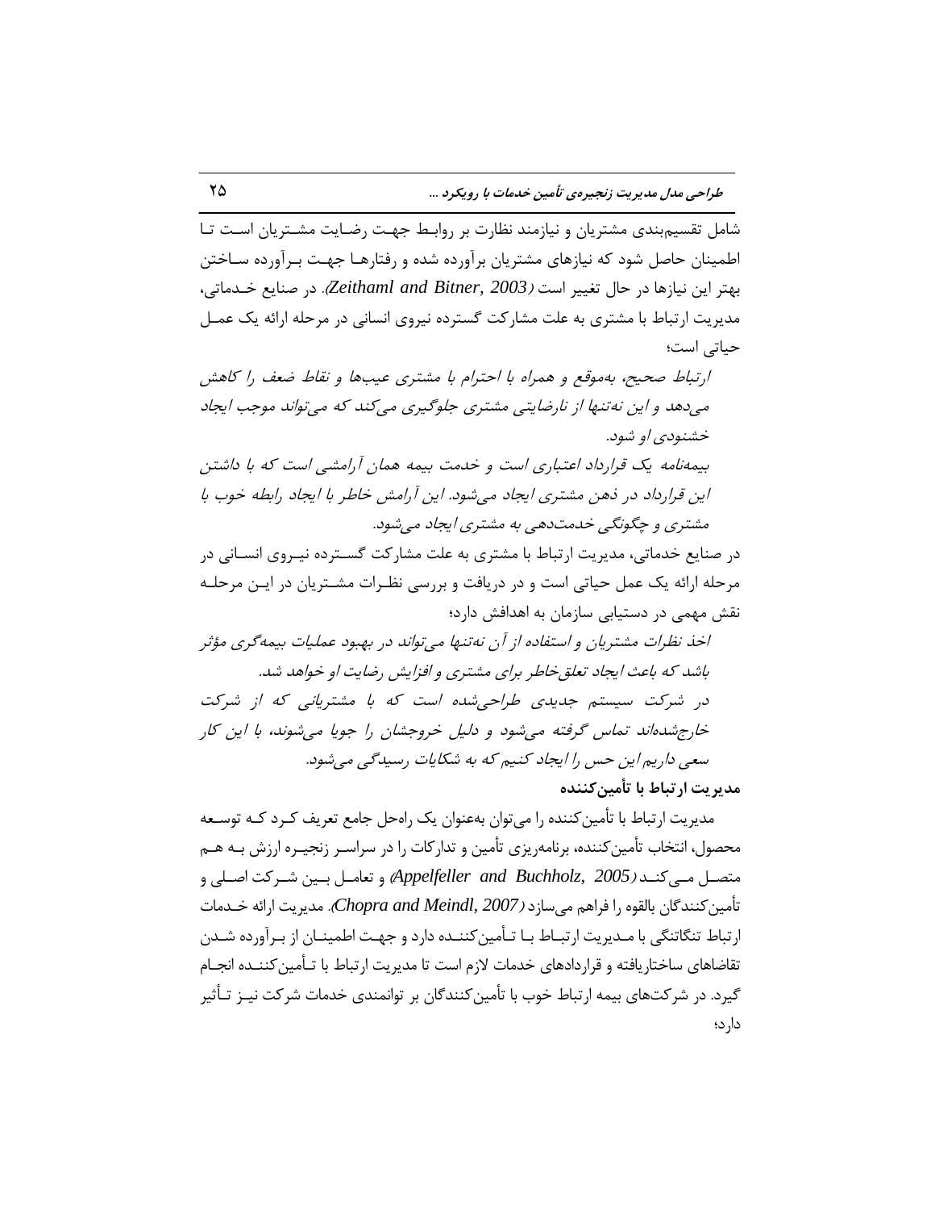شامل تقسیم‌بندی مشتریان و نیازمند نظارت بر روابط جهت رضایت مشتریان است تا اطمینان حاصل شود که نیازهای مشتریان برآورده شده و رفتارها جهت برآورده ساختن بهتر این نیازها در حال تغییر است (*Zeithaml and Bitner, 2003*). در صنایع خدماتی، مدیریت ارتباط با مشتری به علت مشارکت گسترده نیروی انسانی در مرحله ارائه یک عمل حیاتی است؛

*ارتباط صحیح، به‌موقع و همراه با احترام با مشتری عیب‌ها و نقاط ضعف را کاهش می‌دهد و این نه‌تنها از نارضایتی مشتری جلوگیری می‌کند که می‌تواند موجب ایجاد خشنودی او شود.*

*بیمه‌نامه یک قرارداد اعتباری است و خدمت بیمه همان آرامشی است که با داشتن این قرارداد در ذهن مشتری ایجاد می‌شود. این آرامش خاطر با ایجاد رابطه خوب با مشتری و چگونگی خدمت‌دهی به مشتری ایجاد می‌شود.*

در صنایع خدماتی، مدیریت ارتباط با مشتری به علت مشارکت گسترده نیروی انسانی در مرحله ارائه یک عمل حیاتی است و در دریافت و بررسی نظرات مشتریان در این مرحله نقش مهمی در دستیابی سازمان به اهدافش دارد؛

*اخذ نظرات مشتریان و استفاده از آن نه‌تنها می‌تواند در بهبود عملیات بیمه‌گری مؤثر باشد که باعث ایجاد تعلق‌خاطر برای مشتری و افزایش رضایت او خواهد شد.*

*در شرکت سیستم جدیدی طراحی‌شده است که با مشتریانی که از شرکت خارج‌شده‌اند تماس گرفته می‌شود و دلیل خروجشان را جویا می‌شوند، با این کار سعی داریم این حس را ایجاد کنیم که به شکایات رسیدگی می‌شود.*

**مدیریت ارتباط با تأمین‌کننده**

مدیریت ارتباط با تأمین‌کننده را می‌توان به‌عنوان یک راه‌حل جامع تعریف کرد که توسعه محصول، انتخاب تأمین‌کننده، برنامه‌ریزی تأمین و تدارکات را در سراسر زنجیره ارزش به هم متصل می‌کند (*Appelfeller and Buchholz, 2005*) و تعامل بین شرکت اصلی و تأمین‌کنندگان بالقوه را فراهم می‌سازد (*Chopra and Meindl, 2007*). مدیریت ارائه خدمات ارتباط تنگاتنگی با مدیریت ارتباط با تأمین‌کننده دارد و جهت اطمینان از برآورده شدن تقاضاهای ساختاریافته و قراردادهای خدمات لازم است تا مدیریت ارتباط با تأمین‌کننده انجام گیرد. در شرکت‌های بیمه ارتباط خوب با تأمین‌کنندگان بر توانمندی خدمات شرکت نیز تأثیر دارد؛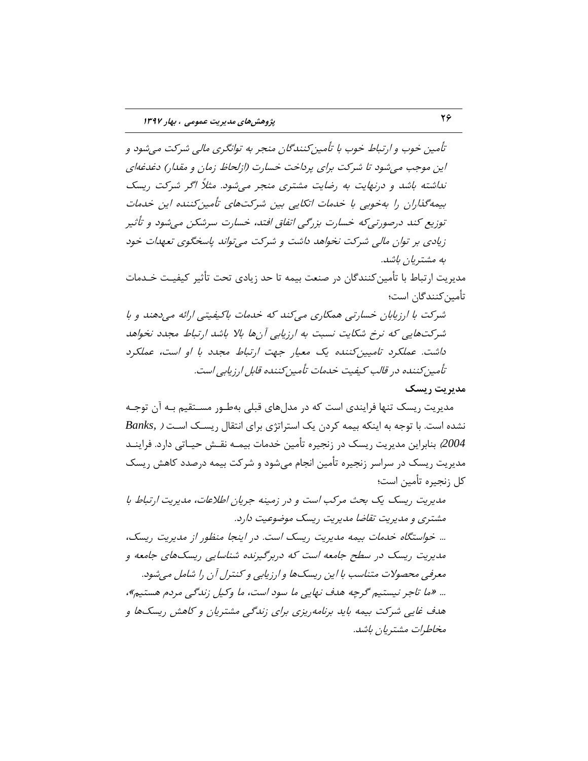*تأمین خوب و ارتباط خوب با تأمین‌کنندگان منجر به توانگری مالی شرکت می‌شود و این موجب می‌شود تا شرکت برای پرداخت خسارت (ازلحاظ زمان و مقدار) دغدغه‌ای نداشته باشد و درنهایت به رضایت مشتری منجر می‌شود. مثلاً اگر شرکت ریسک بیمه‌گذاران را به‌خوبی با خدمات اتکایی بین شرکت‌های تأمین‌کننده این خدمات توزیع کند درصورتی‌که خسارت بزرگی اتفاق افتد، خسارت سرشکن می‌شود و تأثیر زیادی بر توان مالی شرکت نخواهد داشت و شرکت می‌تواند پاسخگوی تعهدات خود به مشتریان باشد.*

مدیریت ارتباط با تأمین‌کنندگان در صنعت بیمه تا حد زیادی تحت تأثیر کیفیت خدمات تأمین‌کنندگان است؛

*شرکت با ارزیابان خسارتی همکاری می‌کند که خدمات باکیفیتی ارائه می‌دهند و با شرکت‌هایی که نرخ شکایت نسبت به ارزیابی آن‌ها بالا باشد ارتباط مجدد نخواهد داشت. عملکرد تامیین‌کننده یک معیار جهت ارتباط مجدد با او است، عملکرد تأمین‌کننده در قالب کیفیت خدمات تأمین‌کننده قابل ارزیابی است.*

**مدیریت ریسک**

مدیریت ریسک تنها فرایندی است که در مدل‌های قبلی به‌طور مستقیم به آن توجه نشده است. با توجه به اینکه بیمه کردن یک استراتژی برای انتقال ریسک است (*Banks, 2004*) بنابراین مدیریت ریسک در زنجیره تأمین خدمات بیمه نقش حیاتی دارد. فرایند مدیریت ریسک در سراسر زنجیره تأمین انجام می‌شود و شرکت بیمه درصدد کاهش ریسک کل زنجیره تأمین است؛

*مدیریت ریسک یک بحث مرکب است و در زمینه جریان اطلاعات، مدیریت ارتباط با مشتری و مدیریت تقاضا مدیریت ریسک موضوعیت دارد.*

*... خواستگاه خدمات بیمه مدیریت ریسک است. در اینجا منظور از مدیریت ریسک، مدیریت ریسک در سطح جامعه است که دربرگیرنده شناسایی ریسک‌های جامعه و معرفی محصولات متناسب با این ریسک‌ها و ارزیابی و کنترل آن را شامل می‌شود.*

*... «ما تاجر نیستیم گرچه هدف نهایی ما سود است، ما وکیل زندگی مردم هستیم»، هدف غایی شرکت بیمه باید برنامه‌ریزی برای زندگی مشتریان و کاهش ریسک‌ها و مخاطرات مشتریان باشد.*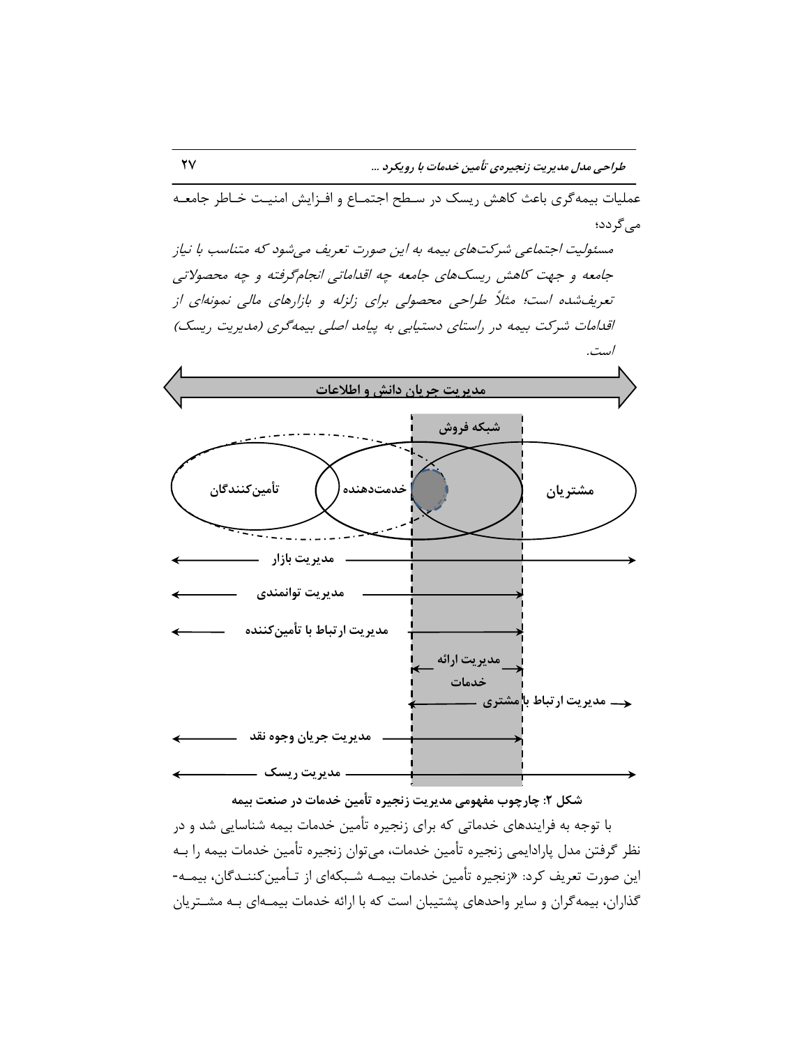عملیات بیمه‌گری باعث کاهش ریسک در سطح اجتماع و افزایش امنیت خاطر جامعه می‌گردد؛

*مسئولیت اجتماعی شرکت‌های بیمه به این صورت تعریف می‌شود که متناسب با نیاز جامعه و جهت کاهش ریسک‌های جامعه چه اقداماتی انجام‌گرفته و چه محصولاتی تعریف‌شده است؛ مثلاً طراحی محصولی برای زلزله و بازارهای مالی نمونه‌ای از اقدامات شرکت بیمه در راستای دستیابی به پیامد اصلی بیمه‌گری (مدیریت ریسک) است.*

مدیریت جریان دانش و اطلاعات

شبکه فروش

تأمین‌کنندگان — خدمت‌دهنده — مشتریان

مدیریت بازار

مدیریت توانمندی

مدیریت ارتباط با تأمین‌کننده

مدیریت ارائه خدمات

مدیریت ارتباط با مشتری

مدیریت جریان وجوه نقد

مدیریت ریسک

**شکل ۲: چارچوب مفهومی مدیریت زنجیره تأمین خدمات در صنعت بیمه**

با توجه به فرایندهای خدماتی که برای زنجیره تأمین خدمات بیمه شناسایی شد و در نظر گرفتن مدل پارادایمی زنجیره تأمین خدمات، می‌توان زنجیره تأمین خدمات بیمه را به این صورت تعریف کرد: «زنجیره تأمین خدمات بیمه شبکه‌ای از تأمین‌کنندگان، بیمه‌گذاران، بیمه‌گران و سایر واحدهای پشتیبان است که با ارائه خدمات بیمه‌ای به مشتریان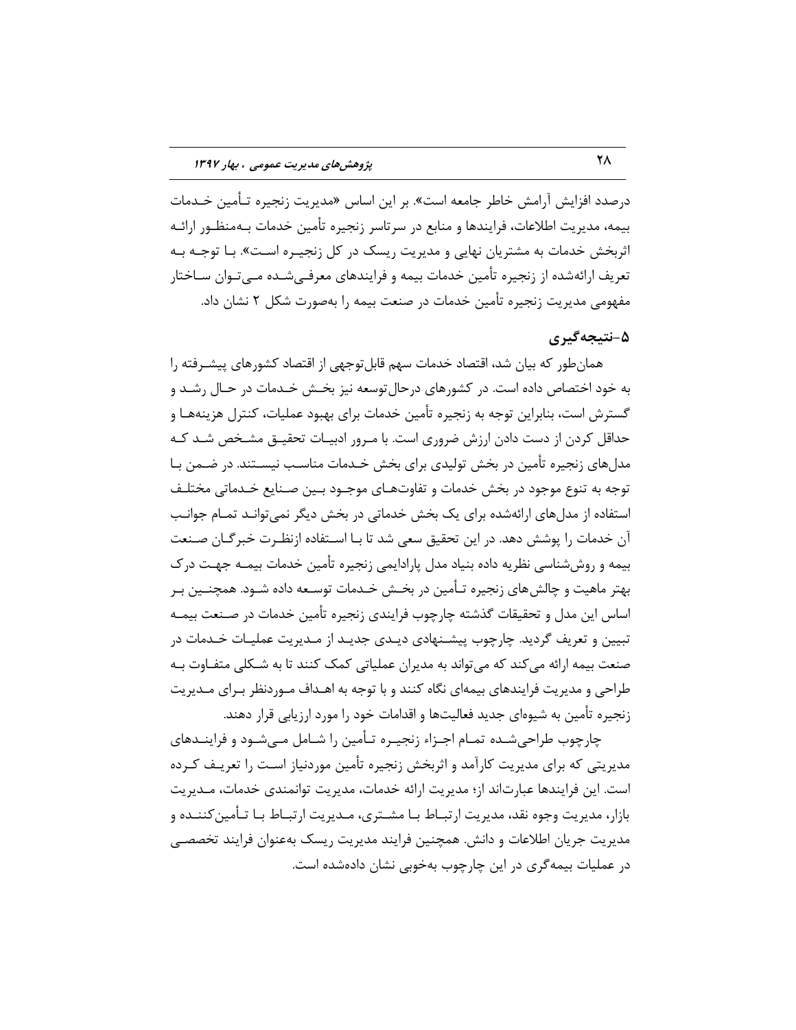درصدد افزایش آرامش خاطر جامعه است». بر این اساس «مدیریت زنجیره تأمین خدمات بیمه، مدیریت اطلاعات، فرایندها و منابع در سرتاسر زنجیره تأمین خدمات به‌منظور ارائه اثربخش خدمات به مشتریان نهایی و مدیریت ریسک در کل زنجیره است». با توجه به تعریف ارائه‌شده از زنجیره تأمین خدمات بیمه و فرایندهای معرفی‌شده می‌توان ساختار مفهومی مدیریت زنجیره تأمین خدمات در صنعت بیمه را به‌صورت شکل ۲ نشان داد.

## ۵-نتیجه‌گیری

همان‌طور که بیان شد، اقتصاد خدمات سهم قابل‌توجهی از اقتصاد کشورهای پیشرفته را به خود اختصاص داده است. در کشورهای درحال‌توسعه نیز بخش خدمات در حال رشد و گسترش است، بنابراین توجه به زنجیره تأمین خدمات برای بهبود عملیات، کنترل هزینه‌ها و حداقل کردن از دست دادن ارزش ضروری است. با مرور ادبیات تحقیق مشخص شد که مدل‌های زنجیره تأمین در بخش تولیدی برای بخش خدمات مناسب نیستند. در ضمن با توجه به تنوع موجود در بخش خدمات و تفاوت‌های موجود بین صنایع خدماتی مختلف استفاده از مدل‌های ارائه‌شده برای یک بخش خدماتی در بخش دیگر نمی‌تواند تمام جوانب آن خدمات را پوشش دهد. در این تحقیق سعی شد تا با استفاده ازنظرت خبرگان صنعت بیمه و روش‌شناسی نظریه داده بنیاد مدل پارادایمی زنجیره تأمین خدمات بیمه جهت درک بهتر ماهیت و چالش‌های زنجیره تأمین در بخش خدمات توسعه داده شود. همچنین بر اساس این مدل و تحقیقات گذشته چارچوب فرایندی زنجیره تأمین خدمات در صنعت بیمه تبیین و تعریف گردید. چارچوب پیشنهادی دیدی جدید از مدیریت عملیات خدمات در صنعت بیمه ارائه می‌کند که می‌تواند به مدیران عملیاتی کمک کنند تا به شکلی متفاوت به طراحی و مدیریت فرایندهای بیمه‌ای نگاه کنند و با توجه به اهداف موردنظر برای مدیریت زنجیره تأمین به شیوه‌ای جدید فعالیت‌ها و اقدامات خود را مورد ارزیابی قرار دهند.

چارچوب طراحی‌شده تمام اجزاء زنجیره تأمین را شامل می‌شود و فرایندهای مدیریتی که برای مدیریت کارآمد و اثربخش زنجیره تأمین موردنیاز است را تعریف کرده است. این فرایندها عبارت‌اند از؛ مدیریت ارائه خدمات، مدیریت توانمندی خدمات، مدیریت بازار، مدیریت وجوه نقد، مدیریت ارتباط با مشتری، مدیریت ارتباط با تأمین‌کننده و مدیریت جریان اطلاعات و دانش. همچنین فرایند مدیریت ریسک به‌عنوان فرایند تخصصی در عملیات بیمه‌گری در این چارچوب به‌خوبی نشان داده‌شده است.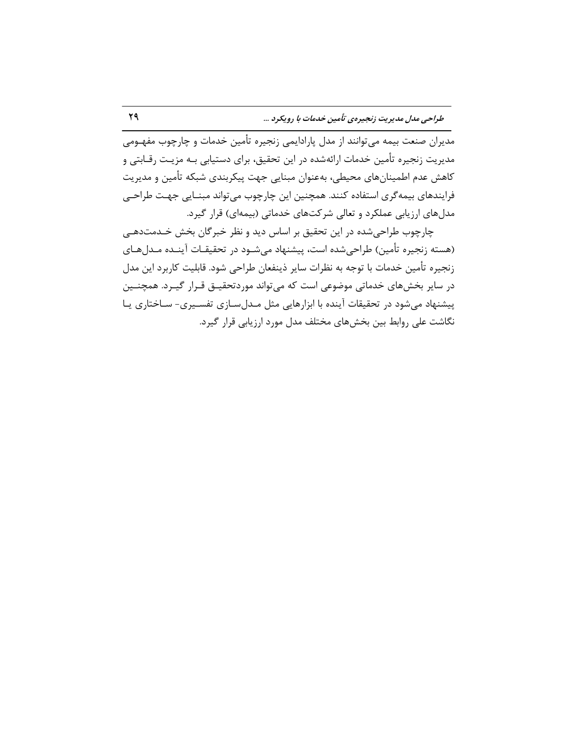مدیران صنعت بیمه می‌توانند از مدل پارادایمی زنجیره تأمین خدمات و چارچوب مفهومی مدیریت زنجیره تأمین خدمات ارائه‌شده در این تحقیق، برای دستیابی به مزیت رقابتی و کاهش عدم اطمینان‌های محیطی، به‌عنوان مبنایی جهت پیکربندی شبکه تأمین و مدیریت فرایندهای بیمه‌گری استفاده کنند. همچنین این چارچوب می‌تواند مبنایی جهت طراحی مدل‌های ارزیابی عملکرد و تعالی شرکت‌های خدماتی (بیمه‌ای) قرار گیرد.

چارچوب طراحی‌شده در این تحقیق بر اساس دید و نظر خبرگان بخش خدمت‌دهی (هسته زنجیره تأمین) طراحی‌شده است، پیشنهاد می‌شود در تحقیقات آینده مدل‌های زنجیره تأمین خدمات با توجه به نظرات سایر ذینفعان طراحی شود. قابلیت کاربرد این مدل در سایر بخش‌های خدماتی موضوعی است که می‌تواند موردتحقیق قرار گیرد. همچنین پیشنهاد می‌شود در تحقیقات آینده با ابزارهایی مثل مدل‌سازی تفسیری- ساختاری یا نگاشت علی روابط بین بخش‌های مختلف مدل مورد ارزیابی قرار گیرد.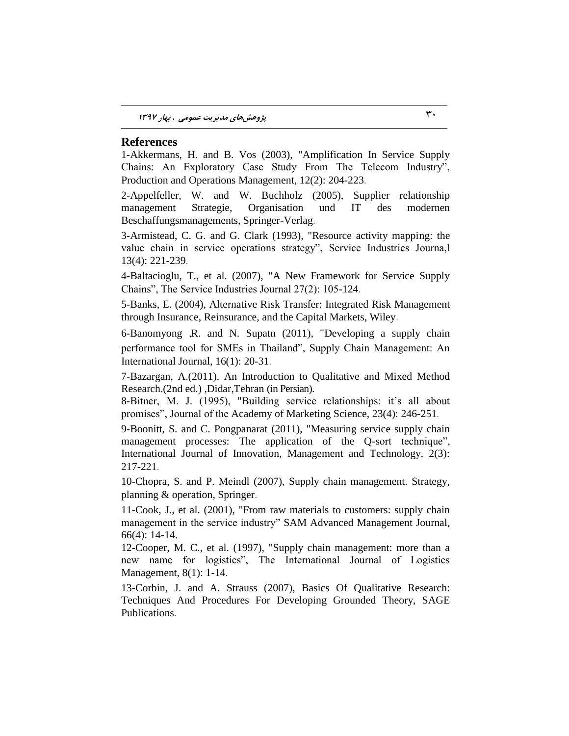## References

1-Akkermans, H. and B. Vos (2003), "Amplification In Service Supply Chains: An Exploratory Case Study From The Telecom Industry", Production and Operations Management, 12(2): 204-223.

2-Appelfeller, W. and W. Buchholz (2005), Supplier relationship management Strategie, Organisation und IT des modernen Beschaffungsmanagements, Springer-Verlag.

3-Armistead, C. G. and G. Clark (1993), "Resource activity mapping: the value chain in service operations strategy", Service Industries Journa,l 13(4): 221-239.

4-Baltacioglu, T., et al. (2007), "A New Framework for Service Supply Chains", The Service Industries Journal 27(2): 105-124.

5-Banks, E. (2004), Alternative Risk Transfer: Integrated Risk Management through Insurance, Reinsurance, and the Capital Markets, Wiley.

6-Banomyong ,R. and N. Supatn (2011), "Developing a supply chain performance tool for SMEs in Thailand", Supply Chain Management: An International Journal, 16(1): 20-31.

7-Bazargan, A.(2011). An Introduction to Qualitative and Mixed Method Research.(2nd ed.) ,Didar,Tehran (in Persian).

8-Bitner, M. J. (1995), "Building service relationships: it's all about promises", Journal of the Academy of Marketing Science, 23(4): 246-251.

9-Boonitt, S. and C. Pongpanarat (2011), "Measuring service supply chain management processes: The application of the Q-sort technique", International Journal of Innovation, Management and Technology, 2(3): 217-221.

10-Chopra, S. and P. Meindl (2007), Supply chain management. Strategy, planning & operation, Springer.

11-Cook, J., et al. (2001), "From raw materials to customers: supply chain management in the service industry" SAM Advanced Management Journal, 66(4): 14-14.

12-Cooper, M. C., et al. (1997), "Supply chain management: more than a new name for logistics", The International Journal of Logistics Management, 8(1): 1-14.

13-Corbin, J. and A. Strauss (2007), Basics Of Qualitative Research: Techniques And Procedures For Developing Grounded Theory, SAGE Publications.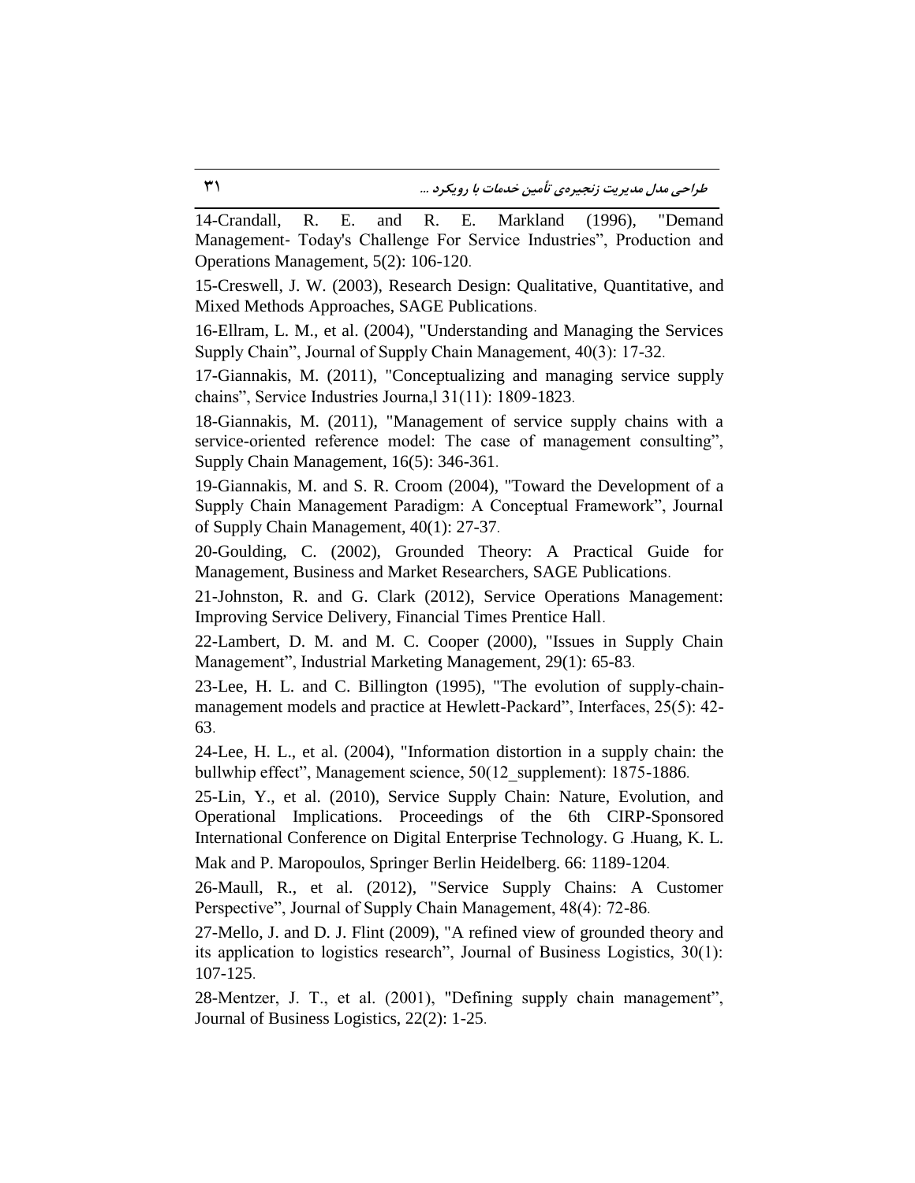14-Crandall, R. E. and R. E. Markland (1996), "Demand Management- Today's Challenge For Service Industries", Production and Operations Management, 5(2): 106-120.

15-Creswell, J. W. (2003), Research Design: Qualitative, Quantitative, and Mixed Methods Approaches, SAGE Publications.

16-Ellram, L. M., et al. (2004), "Understanding and Managing the Services Supply Chain", Journal of Supply Chain Management, 40(3): 17-32.

17-Giannakis, M. (2011), "Conceptualizing and managing service supply chains", Service Industries Journa,l 31(11): 1809-1823.

18-Giannakis, M. (2011), "Management of service supply chains with a service-oriented reference model: The case of management consulting", Supply Chain Management, 16(5): 346-361.

19-Giannakis, M. and S. R. Croom (2004), "Toward the Development of a Supply Chain Management Paradigm: A Conceptual Framework", Journal of Supply Chain Management, 40(1): 27-37.

20-Goulding, C. (2002), Grounded Theory: A Practical Guide for Management, Business and Market Researchers, SAGE Publications.

21-Johnston, R. and G. Clark (2012), Service Operations Management: Improving Service Delivery, Financial Times Prentice Hall.

22-Lambert, D. M. and M. C. Cooper (2000), "Issues in Supply Chain Management", Industrial Marketing Management, 29(1): 65-83.

23-Lee, H. L. and C. Billington (1995), "The evolution of supply-chain-management models and practice at Hewlett-Packard", Interfaces, 25(5): 42-63.

24-Lee, H. L., et al. (2004), "Information distortion in a supply chain: the bullwhip effect", Management science, 50(12_supplement): 1875-1886.

25-Lin, Y., et al. (2010), Service Supply Chain: Nature, Evolution, and Operational Implications. Proceedings of the 6th CIRP-Sponsored International Conference on Digital Enterprise Technology. G .Huang, K. L. Mak and P. Maropoulos, Springer Berlin Heidelberg. 66: 1189-1204.

26-Maull, R., et al. (2012), "Service Supply Chains: A Customer Perspective", Journal of Supply Chain Management, 48(4): 72-86.

27-Mello, J. and D. J. Flint (2009), "A refined view of grounded theory and its application to logistics research", Journal of Business Logistics, 30(1): 107-125.

28-Mentzer, J. T., et al. (2001), "Defining supply chain management", Journal of Business Logistics, 22(2): 1-25.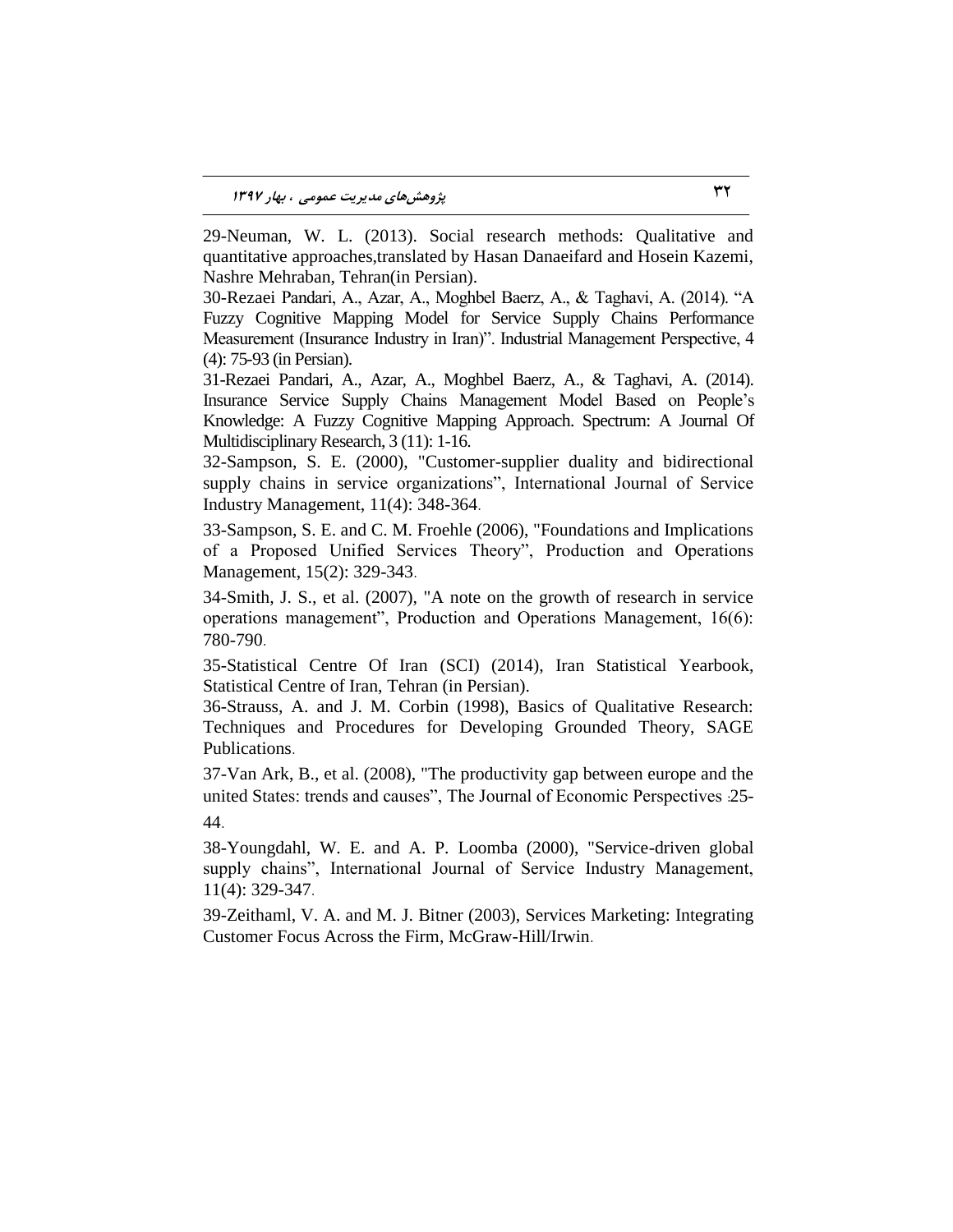29-Neuman, W. L. (2013). Social research methods: Qualitative and quantitative approaches,translated by Hasan Danaeifard and Hosein Kazemi, Nashre Mehraban, Tehran(in Persian).

30-Rezaei Pandari, A., Azar, A., Moghbel Baerz, A., & Taghavi, A. (2014). “A Fuzzy Cognitive Mapping Model for Service Supply Chains Performance Measurement (Insurance Industry in Iran)”. Industrial Management Perspective, 4 (4): 75-93 (in Persian).

31-Rezaei Pandari, A., Azar, A., Moghbel Baerz, A., & Taghavi, A. (2014). Insurance Service Supply Chains Management Model Based on People’s Knowledge: A Fuzzy Cognitive Mapping Approach. Spectrum: A Journal Of Multidisciplinary Research, 3 (11): 1-16.

32-Sampson, S. E. (2000), "Customer-supplier duality and bidirectional supply chains in service organizations”, International Journal of Service Industry Management, 11(4): 348-364.

33-Sampson, S. E. and C. M. Froehle (2006), "Foundations and Implications of a Proposed Unified Services Theory”, Production and Operations Management, 15(2): 329-343.

34-Smith, J. S., et al. (2007), "A note on the growth of research in service operations management”, Production and Operations Management, 16(6): 780-790.

35-Statistical Centre Of Iran (SCI) (2014), Iran Statistical Yearbook, Statistical Centre of Iran, Tehran (in Persian).

36-Strauss, A. and J. M. Corbin (1998), Basics of Qualitative Research: Techniques and Procedures for Developing Grounded Theory, SAGE Publications.

37-Van Ark, B., et al. (2008), "The productivity gap between europe and the united States: trends and causes”, The Journal of Economic Perspectives :25-44.

38-Youngdahl, W. E. and A. P. Loomba (2000), "Service-driven global supply chains”, International Journal of Service Industry Management, 11(4): 329-347.

39-Zeithaml, V. A. and M. J. Bitner (2003), Services Marketing: Integrating Customer Focus Across the Firm, McGraw-Hill/Irwin.